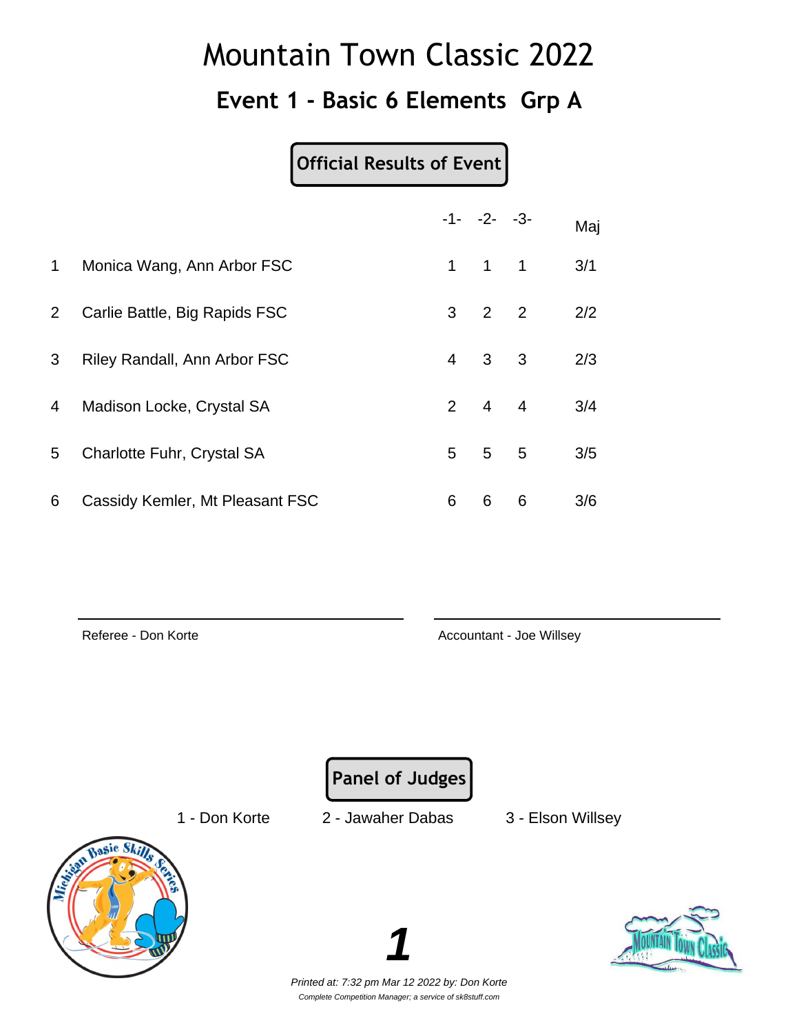# Mountain Town Classic 2022

## Event 1 - Basic 6 Elements  Grp A

**Official Results of Event**

| | | -1- | -2- | -3- | Maj |
|---|---|---|---|---|---|
| 1 | Monica Wang, Ann Arbor FSC | 1 | 1 | 1 | 3/1 |
| 2 | Carlie Battle, Big Rapids FSC | 3 | 2 | 2 | 2/2 |
| 3 | Riley Randall, Ann Arbor FSC | 4 | 3 | 3 | 2/3 |
| 4 | Madison Locke, Crystal SA | 2 | 4 | 4 | 3/4 |
| 5 | Charlotte Fuhr, Crystal SA | 5 | 5 | 5 | 3/5 |
| 6 | Cassidy Kemler, Mt Pleasant FSC | 6 | 6 | 6 | 3/6 |

Referee - Don Korte

Accountant - Joe Willsey

**Panel of Judges**

1 - Don Korte    2 - Jawaher Dabas    3 - Elson Willsey

*Printed at: 7:32 pm Mar 12 2022 by: Don Korte*

*Complete Competition Manager; a service of sk8stuff.com*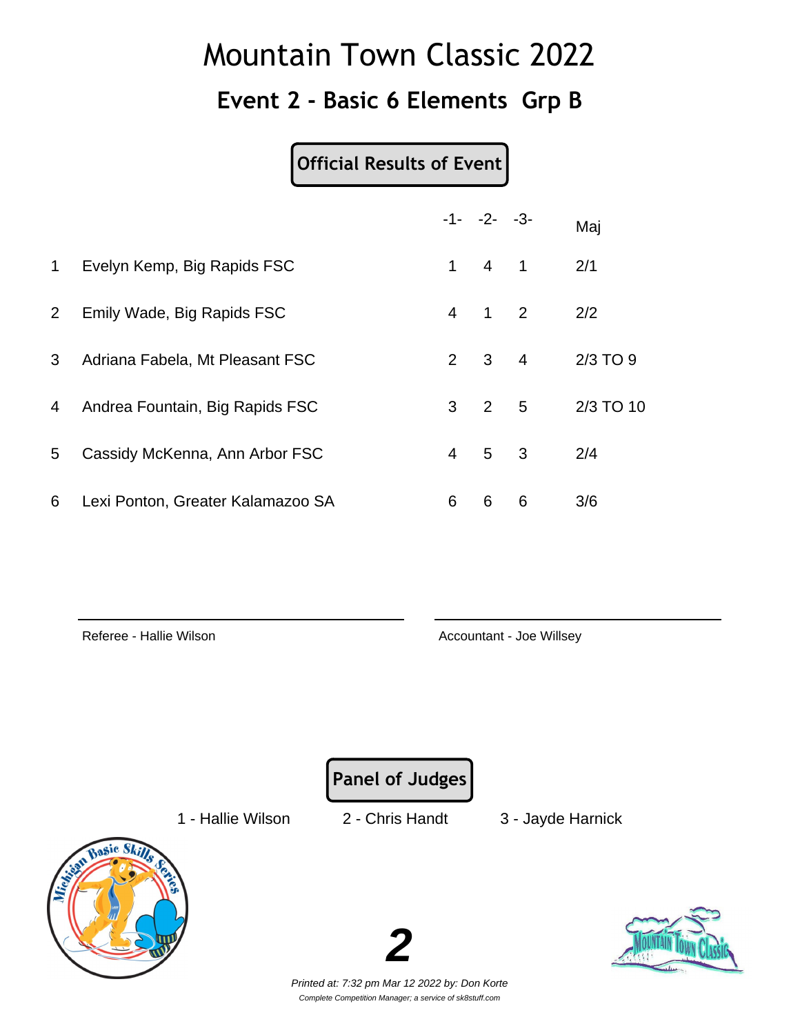# Mountain Town Classic 2022

## Event 2 - Basic 6 Elements Grp B

**Official Results of Event**

| | | -1- | -2- | -3- | Maj |
|---|---|---|---|---|---|
| 1 | Evelyn Kemp, Big Rapids FSC | 1 | 4 | 1 | 2/1 |
| 2 | Emily Wade, Big Rapids FSC | 4 | 1 | 2 | 2/2 |
| 3 | Adriana Fabela, Mt Pleasant FSC | 2 | 3 | 4 | 2/3 TO 9 |
| 4 | Andrea Fountain, Big Rapids FSC | 3 | 2 | 5 | 2/3 TO 10 |
| 5 | Cassidy McKenna, Ann Arbor FSC | 4 | 5 | 3 | 2/4 |
| 6 | Lexi Ponton, Greater Kalamazoo SA | 6 | 6 | 6 | 3/6 |

Referee - Hallie Wilson

Accountant - Joe Willsey

**Panel of Judges**

1 - Hallie Wilson 2 - Chris Handt 3 - Jayde Harnick

*Printed at: 7:32 pm Mar 12 2022 by: Don Korte*

*Complete Competition Manager; a service of sk8stuff.com*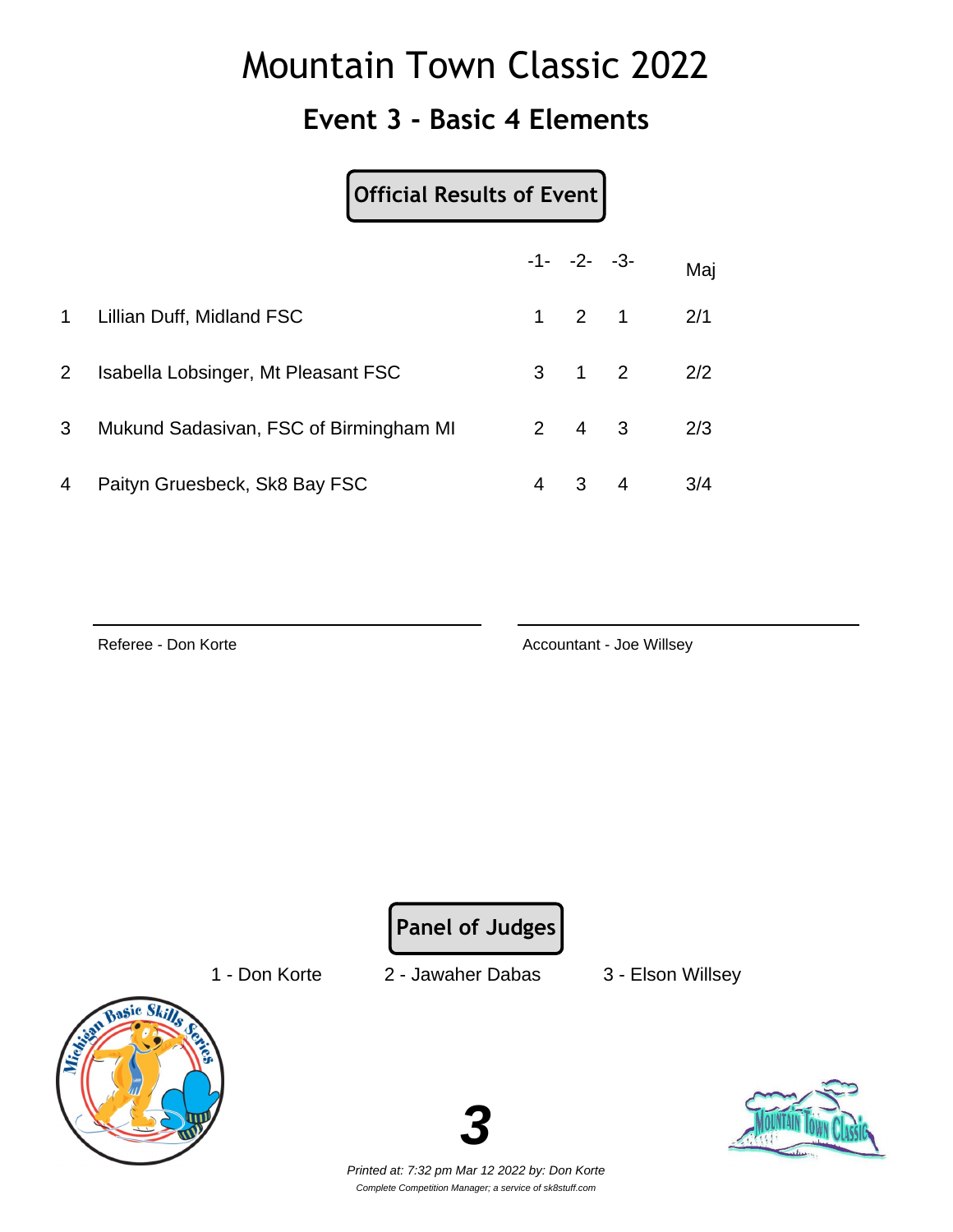# Mountain Town Classic 2022

## Event 3 - Basic 4 Elements

**Official Results of Event**

| | | -1- | -2- | -3- | Maj |
|---|---|---|---|---|---|
| 1 | Lillian Duff, Midland FSC | 1 | 2 | 1 | 2/1 |
| 2 | Isabella Lobsinger, Mt Pleasant FSC | 3 | 1 | 2 | 2/2 |
| 3 | Mukund Sadasivan, FSC of Birmingham MI | 2 | 4 | 3 | 2/3 |
| 4 | Paityn Gruesbeck, Sk8 Bay FSC | 4 | 3 | 4 | 3/4 |

Referee - Don Korte

Accountant - Joe Willsey

**Panel of Judges**

1 - Don Korte  2 - Jawaher Dabas  3 - Elson Willsey

*Printed at: 7:32 pm Mar 12 2022 by: Don Korte*

*Complete Competition Manager; a service of sk8stuff.com*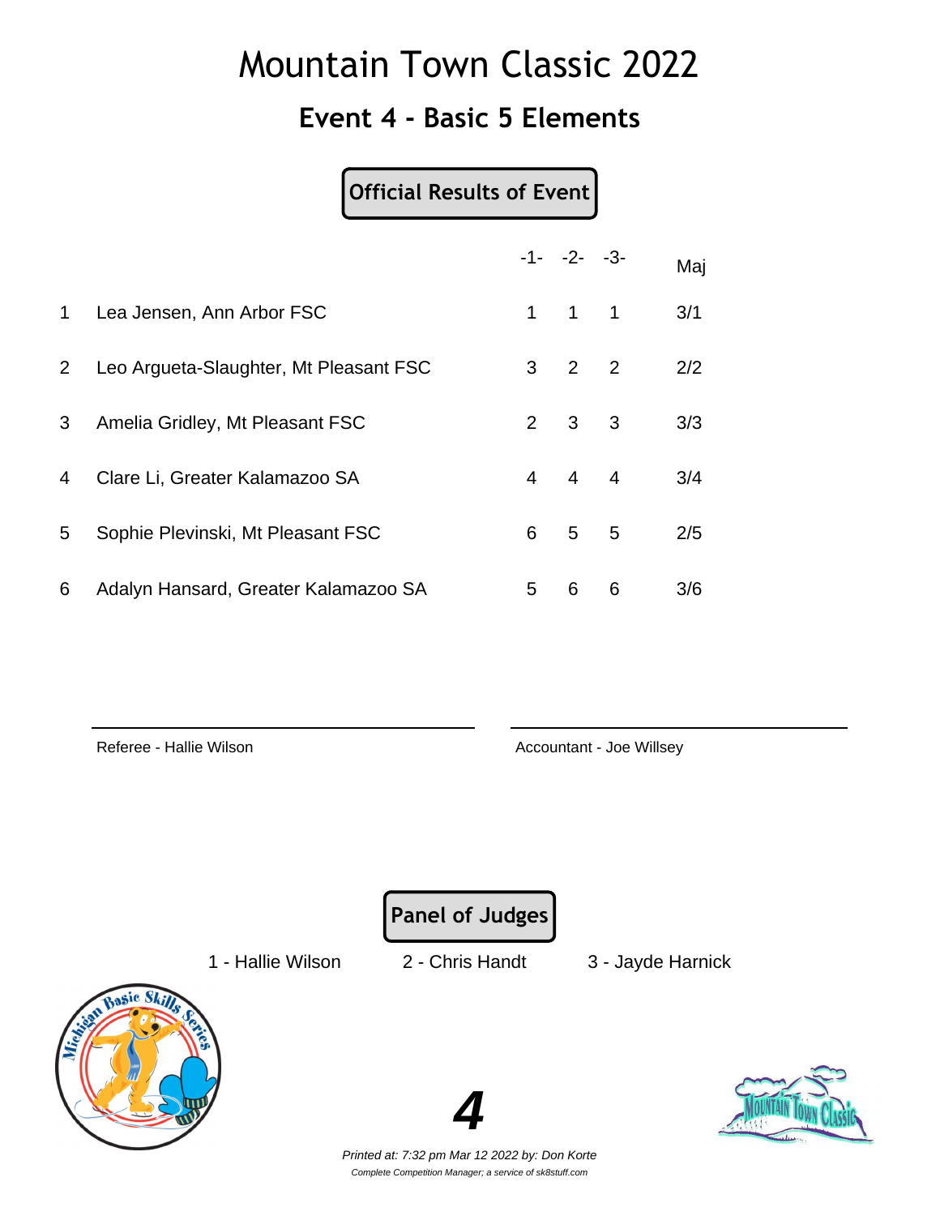# Mountain Town Classic 2022

## Event 4 - Basic 5 Elements

**Official Results of Event**

| | | -1- | -2- | -3- | Maj |
|---|---|---|---|---|---|
| 1 | Lea Jensen, Ann Arbor FSC | 1 | 1 | 1 | 3/1 |
| 2 | Leo Argueta-Slaughter, Mt Pleasant FSC | 3 | 2 | 2 | 2/2 |
| 3 | Amelia Gridley, Mt Pleasant FSC | 2 | 3 | 3 | 3/3 |
| 4 | Clare Li, Greater Kalamazoo SA | 4 | 4 | 4 | 3/4 |
| 5 | Sophie Plevinski, Mt Pleasant FSC | 6 | 5 | 5 | 2/5 |
| 6 | Adalyn Hansard, Greater Kalamazoo SA | 5 | 6 | 6 | 3/6 |

Referee - Hallie Wilson

Accountant - Joe Willsey

**Panel of Judges**

1 - Hallie Wilson  2 - Chris Handt  3 - Jayde Harnick

*Printed at: 7:32 pm Mar 12 2022 by: Don Korte*

*Complete Competition Manager; a service of sk8stuff.com*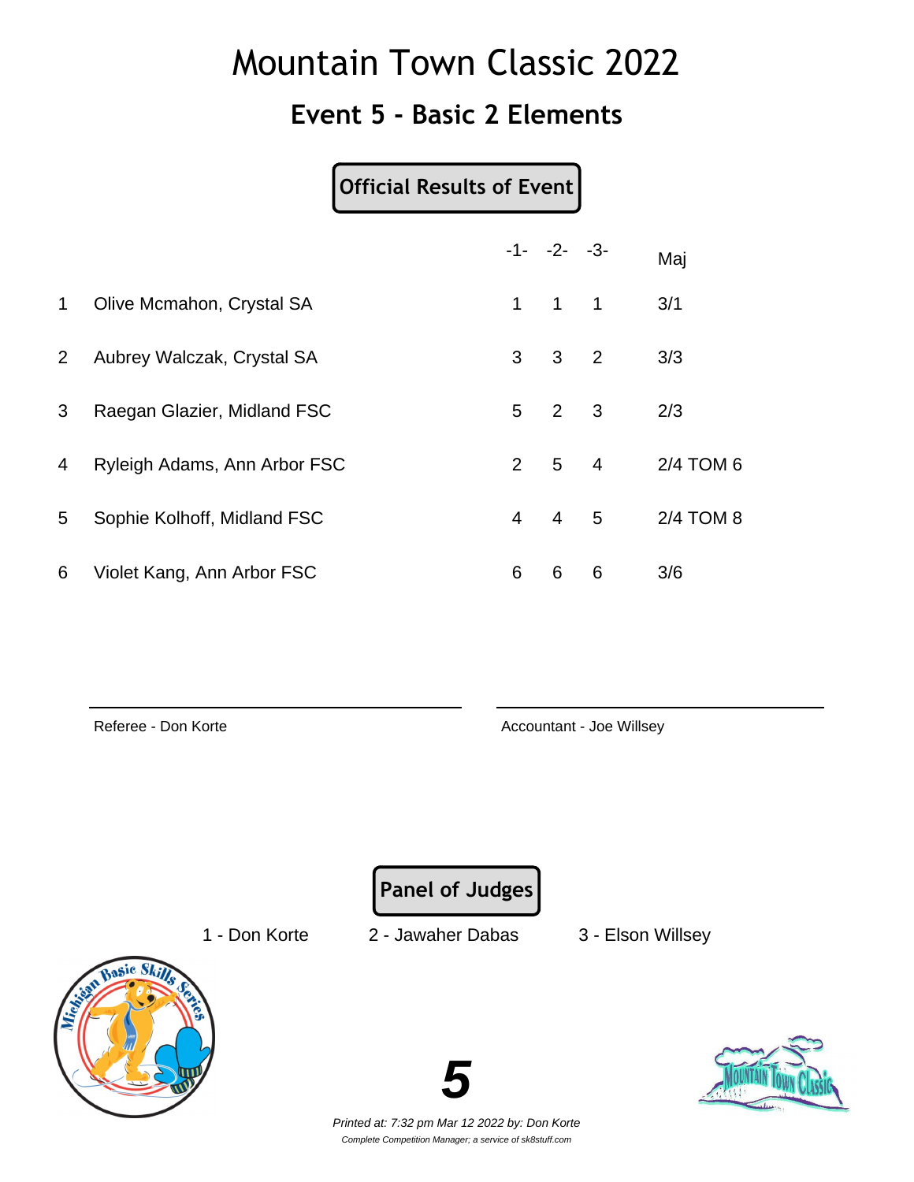# Mountain Town Classic 2022

## Event 5 - Basic 2 Elements

**Official Results of Event**

| | | -1- | -2- | -3- | Maj |
|---|---|---|---|---|---|
| 1 | Olive Mcmahon, Crystal SA | 1 | 1 | 1 | 3/1 |
| 2 | Aubrey Walczak, Crystal SA | 3 | 3 | 2 | 3/3 |
| 3 | Raegan Glazier, Midland FSC | 5 | 2 | 3 | 2/3 |
| 4 | Ryleigh Adams, Ann Arbor FSC | 2 | 5 | 4 | 2/4 TOM 6 |
| 5 | Sophie Kolhoff, Midland FSC | 4 | 4 | 5 | 2/4 TOM 8 |
| 6 | Violet Kang, Ann Arbor FSC | 6 | 6 | 6 | 3/6 |

Referee - Don Korte

Accountant - Joe Willsey

**Panel of Judges**

1 - Don Korte    2 - Jawaher Dabas    3 - Elson Willsey

*Printed at: 7:32 pm Mar 12 2022 by: Don Korte*

*Complete Competition Manager; a service of sk8stuff.com*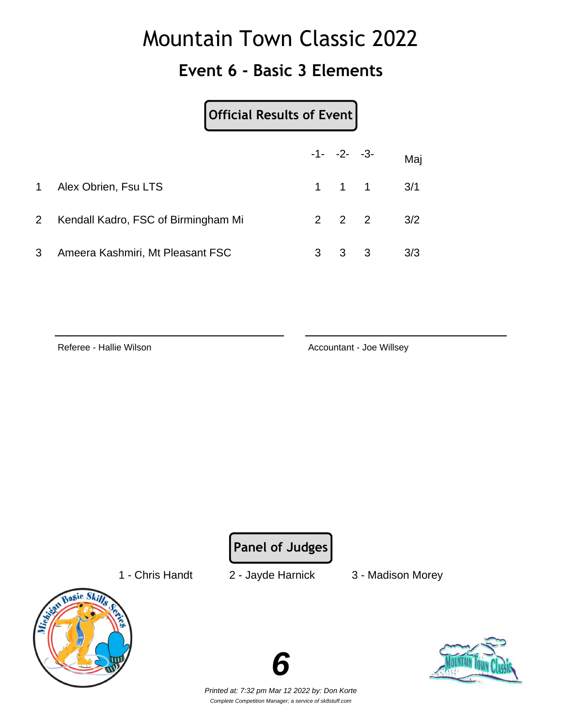# Mountain Town Classic 2022

## Event 6 - Basic 3 Elements

**Official Results of Event**

| | | -1- | -2- | -3- | Maj |
|---|---|---|---|---|---|
| 1 | Alex Obrien, Fsu LTS | 1 | 1 | 1 | 3/1 |
| 2 | Kendall Kadro, FSC of Birmingham Mi | 2 | 2 | 2 | 3/2 |
| 3 | Ameera Kashmiri, Mt Pleasant FSC | 3 | 3 | 3 | 3/3 |

Referee - Hallie Wilson

Accountant - Joe Willsey

**Panel of Judges**

1 - Chris Handt    2 - Jayde Harnick    3 - Madison Morey

*Printed at: 7:32 pm Mar 12 2022 by: Don Korte*

*Complete Competition Manager; a service of sk8stuff.com*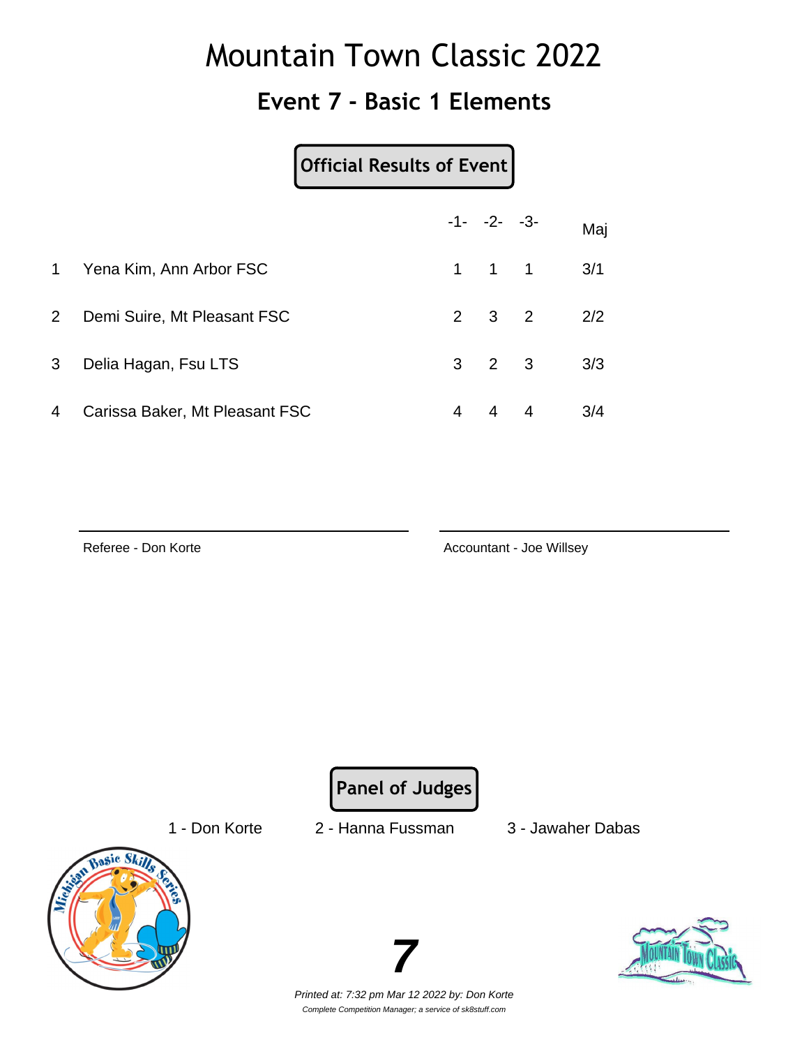# Mountain Town Classic 2022

## Event 7 - Basic 1 Elements

**Official Results of Event**

| | | -1- | -2- | -3- | Maj |
|---|---|---|---|---|---|
| 1 | Yena Kim, Ann Arbor FSC | 1 | 1 | 1 | 3/1 |
| 2 | Demi Suire, Mt Pleasant FSC | 2 | 3 | 2 | 2/2 |
| 3 | Delia Hagan, Fsu LTS | 3 | 2 | 3 | 3/3 |
| 4 | Carissa Baker, Mt Pleasant FSC | 4 | 4 | 4 | 3/4 |

Referee - Don Korte

Accountant - Joe Willsey

**Panel of Judges**

1 - Don Korte    2 - Hanna Fussman    3 - Jawaher Dabas

*Printed at: 7:32 pm Mar 12 2022 by: Don Korte*

*Complete Competition Manager; a service of sk8stuff.com*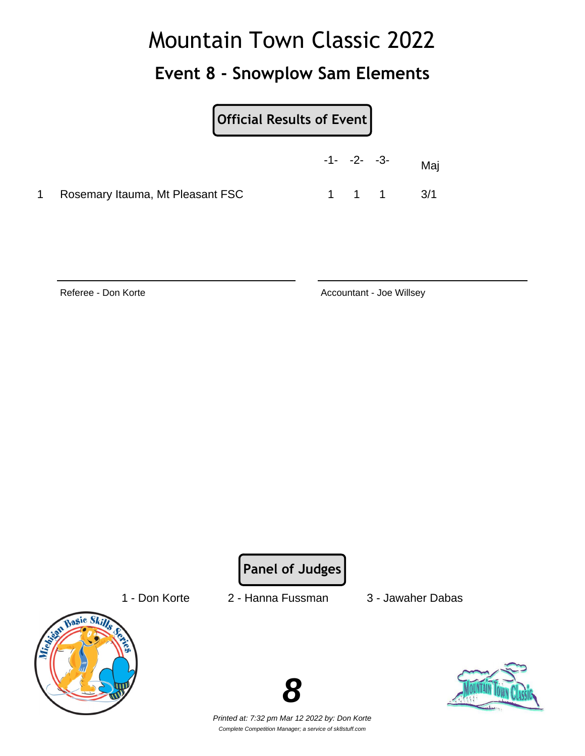# Mountain Town Classic 2022

## Event 8 - Snowplow Sam Elements

**Official Results of Event**

| | | -1- | -2- | -3- | Maj |
|---|---|---|---|---|---|
| 1 | Rosemary Itauma, Mt Pleasant FSC | 1 | 1 | 1 | 3/1 |

Referee - Don Korte

Accountant - Joe Willsey

**Panel of Judges**

1 - Don Korte 2 - Hanna Fussman 3 - Jawaher Dabas

*Printed at: 7:32 pm Mar 12 2022 by: Don Korte*

*Complete Competition Manager; a service of sk8stuff.com*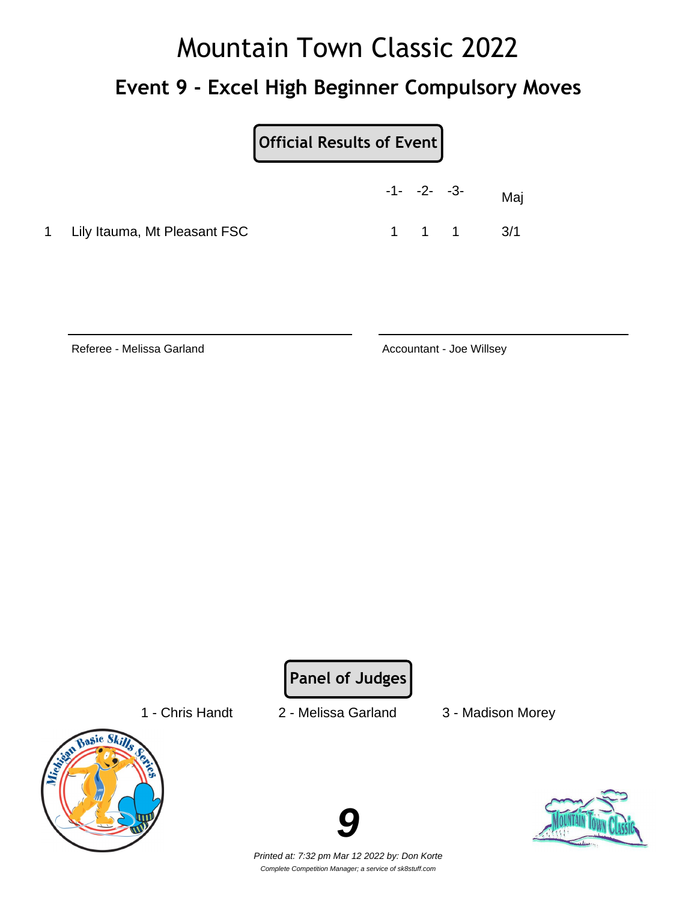# Mountain Town Classic 2022

## Event 9 - Excel High Beginner Compulsory Moves

**Official Results of Event**

| | | -1- | -2- | -3- | Maj |
|---|---|---|---|---|---|
| 1 | Lily Itauma, Mt Pleasant FSC | 1 | 1 | 1 | 3/1 |

Referee - Melissa Garland

Accountant - Joe Willsey

**Panel of Judges**

1 - Chris Handt    2 - Melissa Garland    3 - Madison Morey

*Printed at: 7:32 pm Mar 12 2022 by: Don Korte*

*Complete Competition Manager; a service of sk8stuff.com*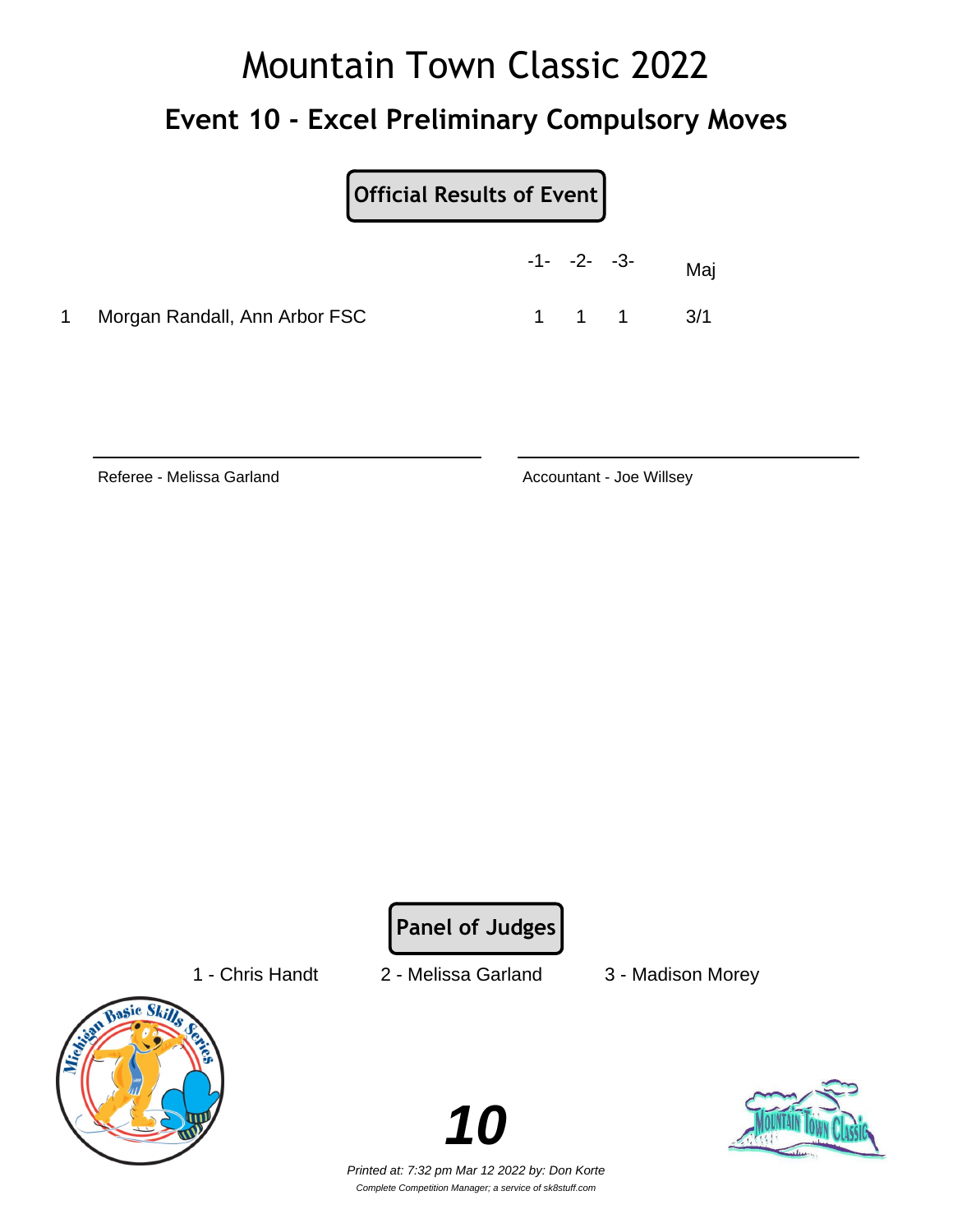# Mountain Town Classic 2022

## Event 10 - Excel Preliminary Compulsory Moves

**Official Results of Event**

| | | -1- | -2- | -3- | Maj |
|---|---|---|---|---|---|
| 1 | Morgan Randall, Ann Arbor FSC | 1 | 1 | 1 | 3/1 |

Referee - Melissa Garland

Accountant - Joe Willsey

**Panel of Judges**

1 - Chris Handt    2 - Melissa Garland    3 - Madison Morey

*Printed at: 7:32 pm Mar 12 2022 by: Don Korte*

*Complete Competition Manager; a service of sk8stuff.com*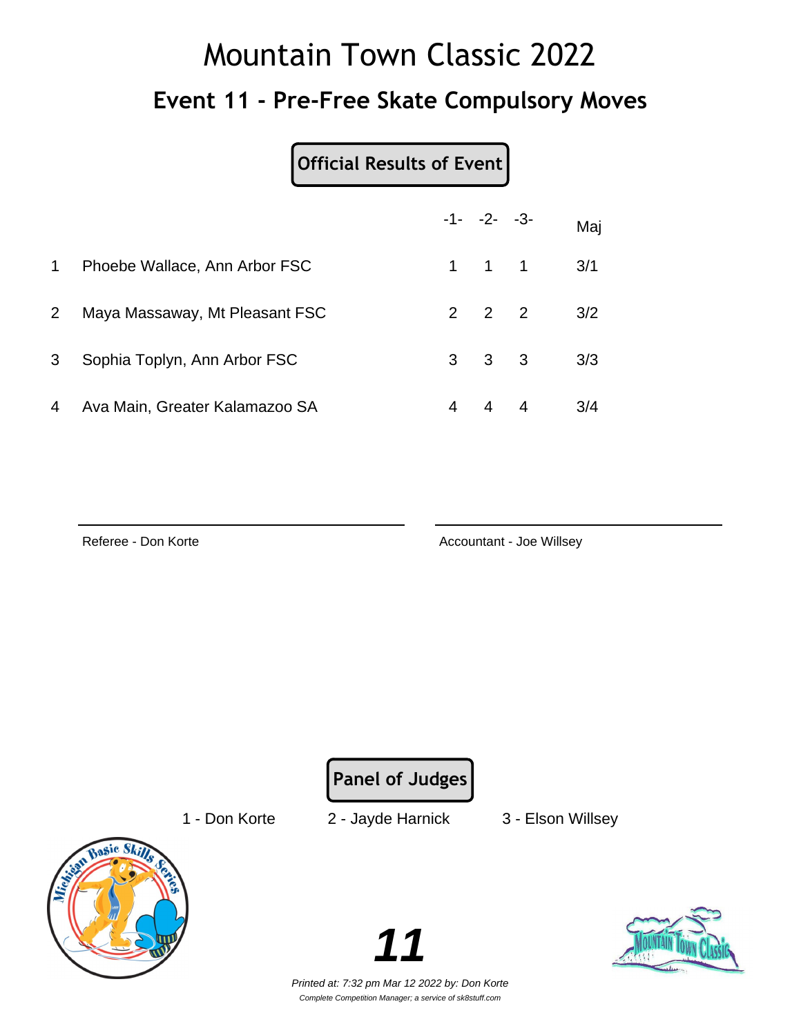# Mountain Town Classic 2022

## Event 11 - Pre-Free Skate Compulsory Moves

**Official Results of Event**

| | | -1- | -2- | -3- | Maj |
|---|---|---|---|---|---|
| 1 | Phoebe Wallace, Ann Arbor FSC | 1 | 1 | 1 | 3/1 |
| 2 | Maya Massaway, Mt Pleasant FSC | 2 | 2 | 2 | 3/2 |
| 3 | Sophia Toplyn, Ann Arbor FSC | 3 | 3 | 3 | 3/3 |
| 4 | Ava Main, Greater Kalamazoo SA | 4 | 4 | 4 | 3/4 |

Referee - Don Korte

Accountant - Joe Willsey

**Panel of Judges**

1 - Don Korte    2 - Jayde Harnick    3 - Elson Willsey

*Printed at: 7:32 pm Mar 12 2022 by: Don Korte*

*Complete Competition Manager; a service of sk8stuff.com*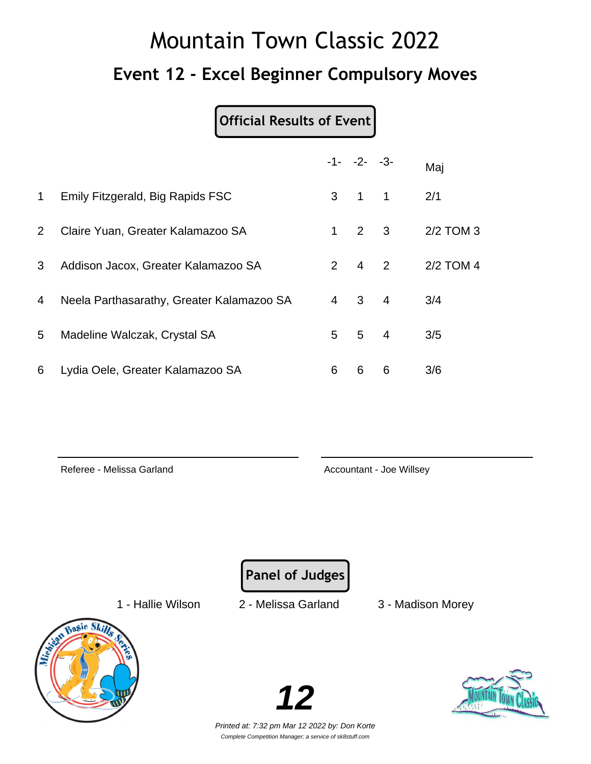# Mountain Town Classic 2022

## Event 12 - Excel Beginner Compulsory Moves

**Official Results of Event**

| | | -1- | -2- | -3- | Maj |
|---|---|---|---|---|---|
| 1 | Emily Fitzgerald, Big Rapids FSC | 3 | 1 | 1 | 2/1 |
| 2 | Claire Yuan, Greater Kalamazoo SA | 1 | 2 | 3 | 2/2 TOM 3 |
| 3 | Addison Jacox, Greater Kalamazoo SA | 2 | 4 | 2 | 2/2 TOM 4 |
| 4 | Neela Parthasarathy, Greater Kalamazoo SA | 4 | 3 | 4 | 3/4 |
| 5 | Madeline Walczak, Crystal SA | 5 | 5 | 4 | 3/5 |
| 6 | Lydia Oele, Greater Kalamazoo SA | 6 | 6 | 6 | 3/6 |

Referee - Melissa Garland

Accountant - Joe Willsey

**Panel of Judges**

1 - Hallie Wilson 2 - Melissa Garland 3 - Madison Morey

*Printed at: 7:32 pm Mar 12 2022 by: Don Korte*

*Complete Competition Manager; a service of sk8stuff.com*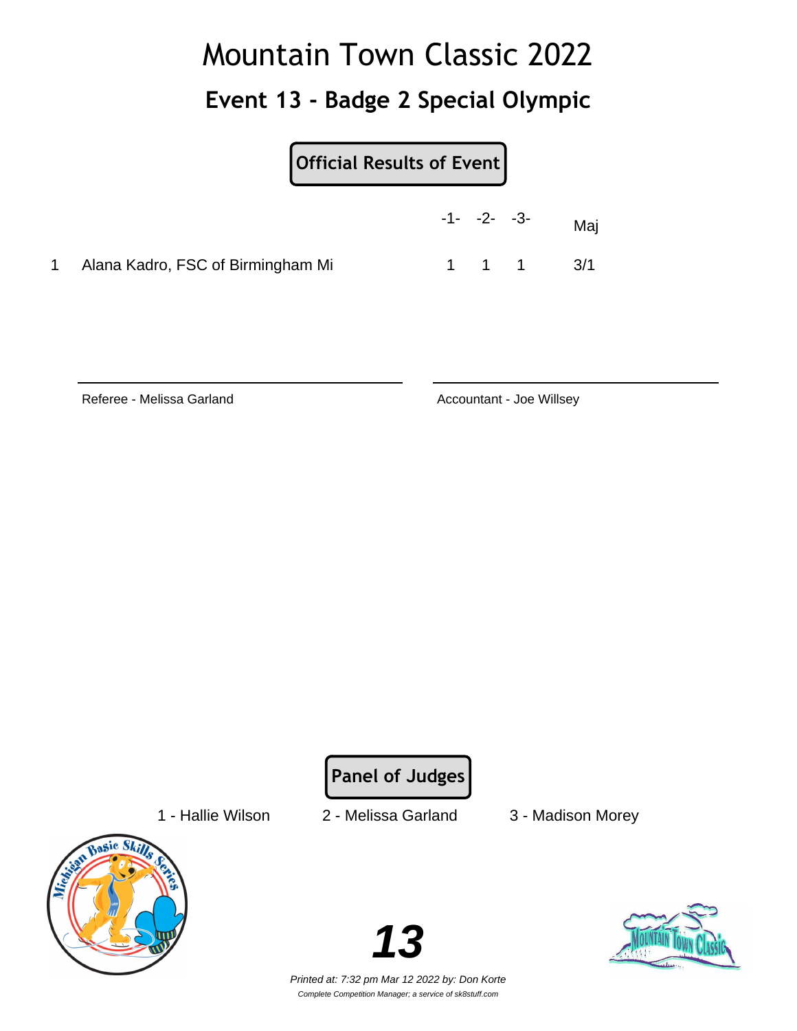# Mountain Town Classic 2022

## Event 13 - Badge 2 Special Olympic

**Official Results of Event**

| | | -1- | -2- | -3- | Maj |
|---|---|---|---|---|---|
| 1 | Alana Kadro, FSC of Birmingham Mi | 1 | 1 | 1 | 3/1 |

Referee - Melissa Garland

Accountant - Joe Willsey

**Panel of Judges**

1 - Hallie Wilson    2 - Melissa Garland    3 - Madison Morey

*Printed at: 7:32 pm Mar 12 2022 by: Don Korte*

*Complete Competition Manager; a service of sk8stuff.com*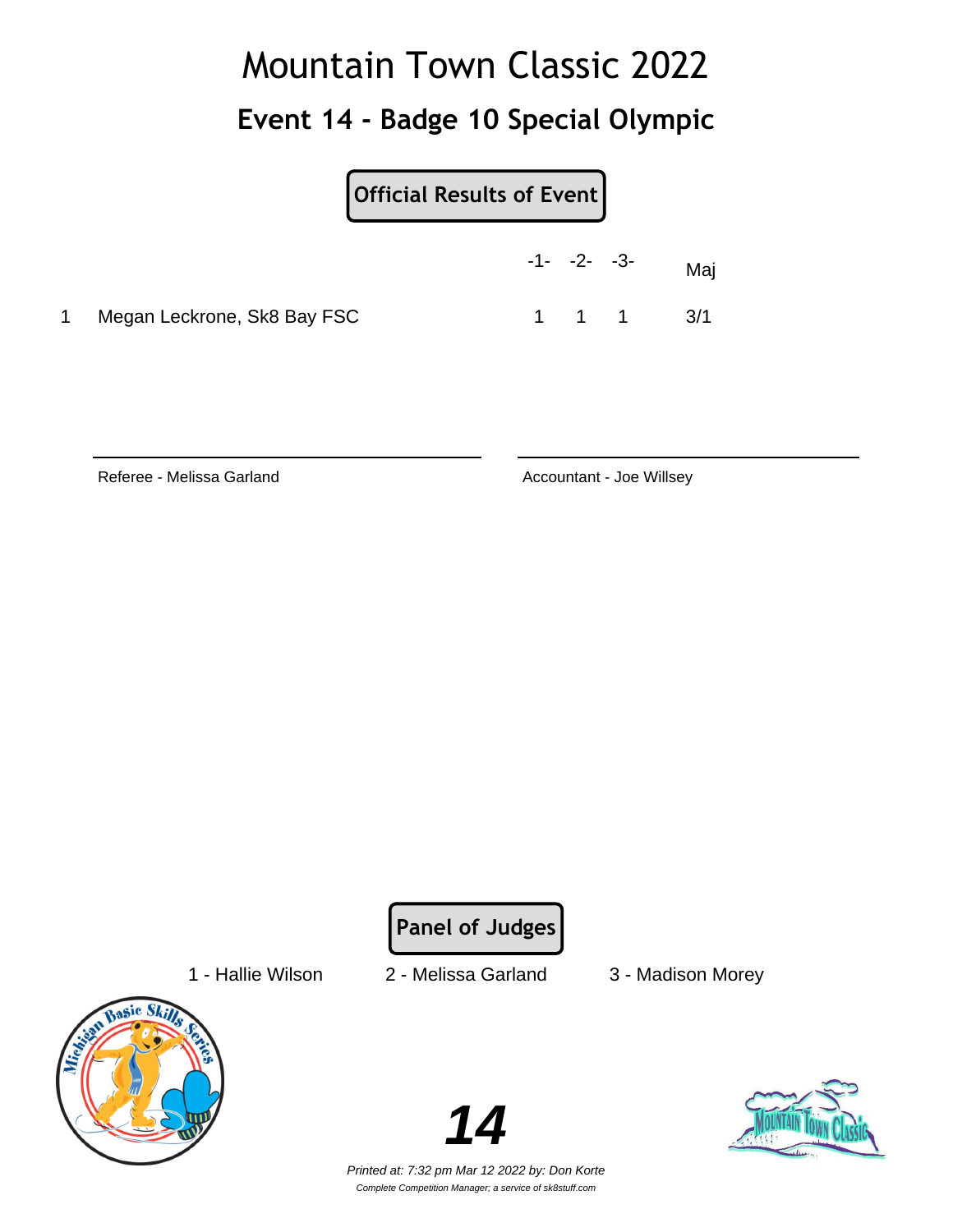# Mountain Town Classic 2022

## Event 14 - Badge 10 Special Olympic

**Official Results of Event**

| | | -1- | -2- | -3- | Maj |
|---|---|---|---|---|---|
| 1 | Megan Leckrone, Sk8 Bay FSC | 1 | 1 | 1 | 3/1 |

Referee - Melissa Garland

Accountant - Joe Willsey

**Panel of Judges**

1 - Hallie Wilson    2 - Melissa Garland    3 - Madison Morey

*Printed at: 7:32 pm Mar 12 2022 by: Don Korte*

*Complete Competition Manager; a service of sk8stuff.com*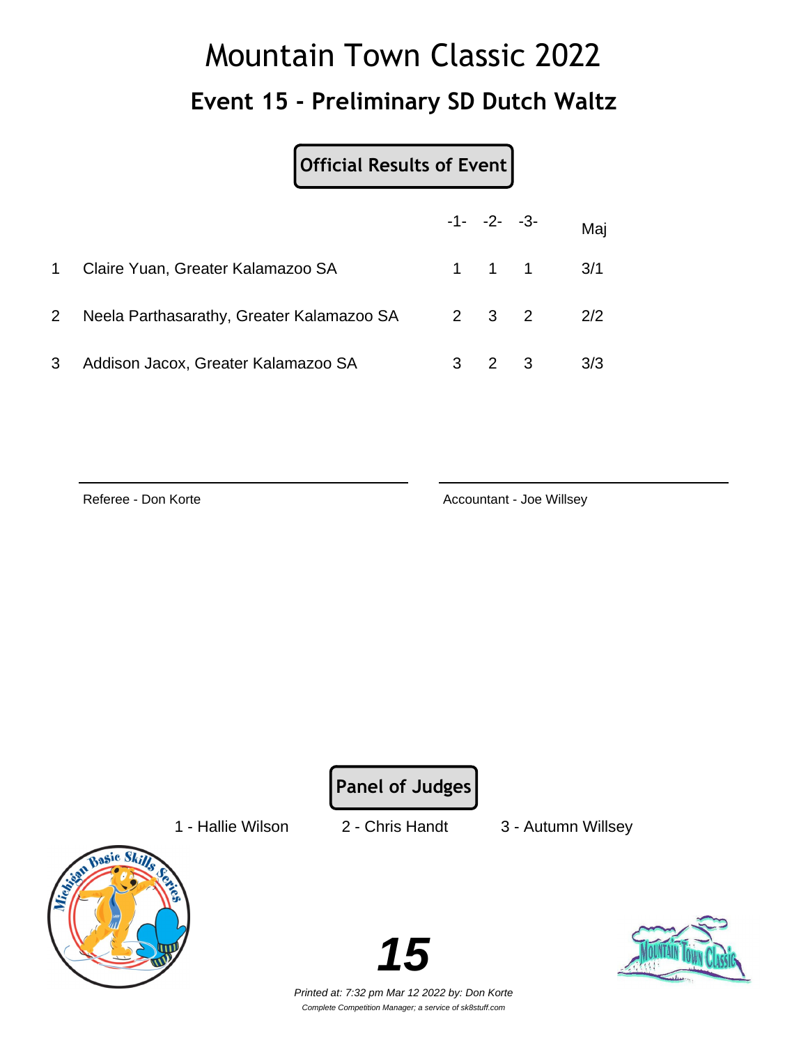# Mountain Town Classic 2022

## Event 15 - Preliminary SD Dutch Waltz

**Official Results of Event**

| | | -1- | -2- | -3- | Maj |
|---|---|---|---|---|---|
| 1 | Claire Yuan, Greater Kalamazoo SA | 1 | 1 | 1 | 3/1 |
| 2 | Neela Parthasarathy, Greater Kalamazoo SA | 2 | 3 | 2 | 2/2 |
| 3 | Addison Jacox, Greater Kalamazoo SA | 3 | 2 | 3 | 3/3 |

Referee - Don Korte

Accountant - Joe Willsey

**Panel of Judges**

1 - Hallie Wilson    2 - Chris Handt    3 - Autumn Willsey

*Printed at: 7:32 pm Mar 12 2022 by: Don Korte*

*Complete Competition Manager; a service of sk8stuff.com*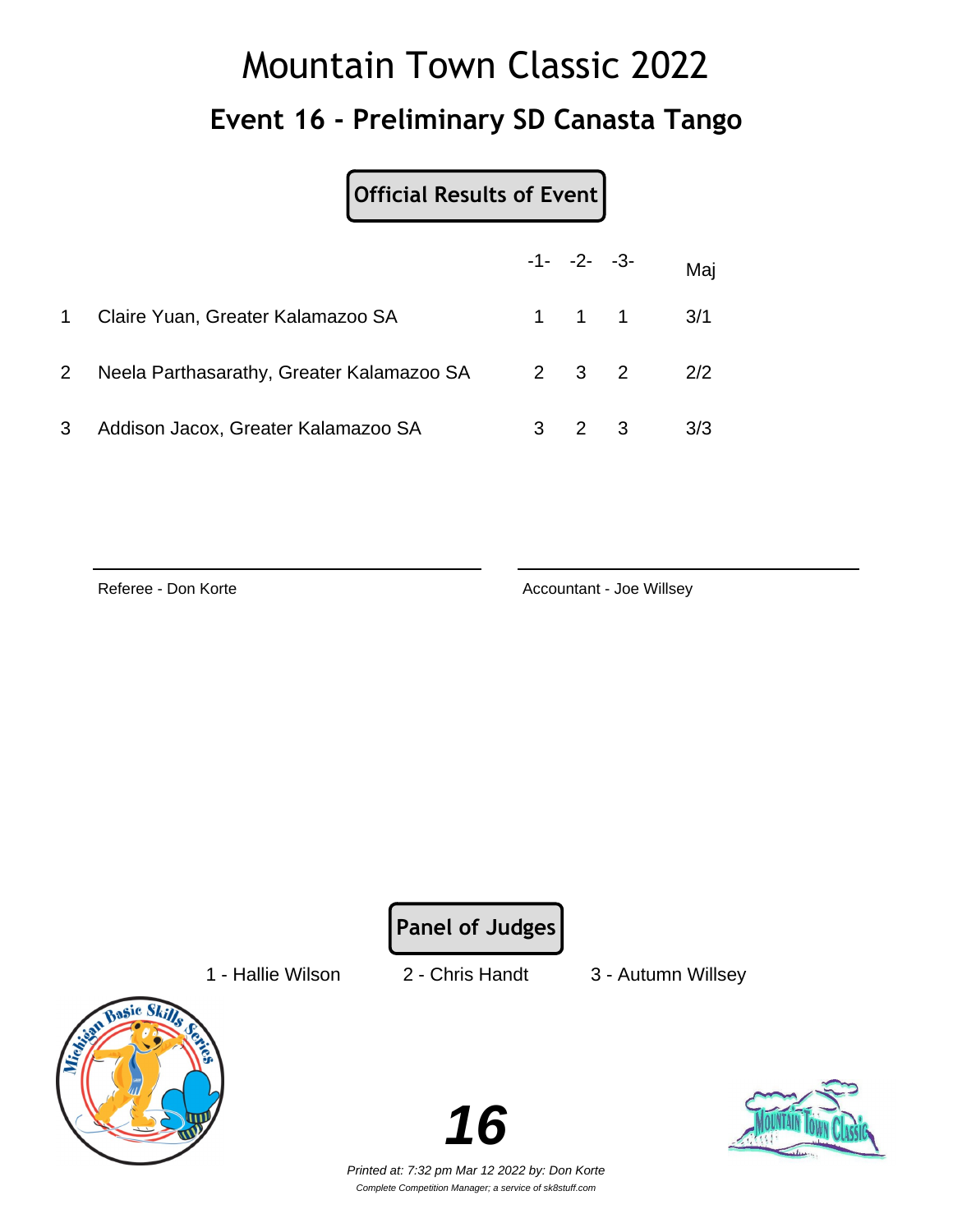# Mountain Town Classic 2022

## Event 16 - Preliminary SD Canasta Tango

**Official Results of Event**

| | | -1- | -2- | -3- | Maj |
|---|---|---|---|---|---|
| 1 | Claire Yuan, Greater Kalamazoo SA | 1 | 1 | 1 | 3/1 |
| 2 | Neela Parthasarathy, Greater Kalamazoo SA | 2 | 3 | 2 | 2/2 |
| 3 | Addison Jacox, Greater Kalamazoo SA | 3 | 2 | 3 | 3/3 |

Referee - Don Korte

Accountant - Joe Willsey

**Panel of Judges**

1 - Hallie Wilson

2 - Chris Handt

3 - Autumn Willsey

*Printed at: 7:32 pm Mar 12 2022 by: Don Korte*

*Complete Competition Manager; a service of sk8stuff.com*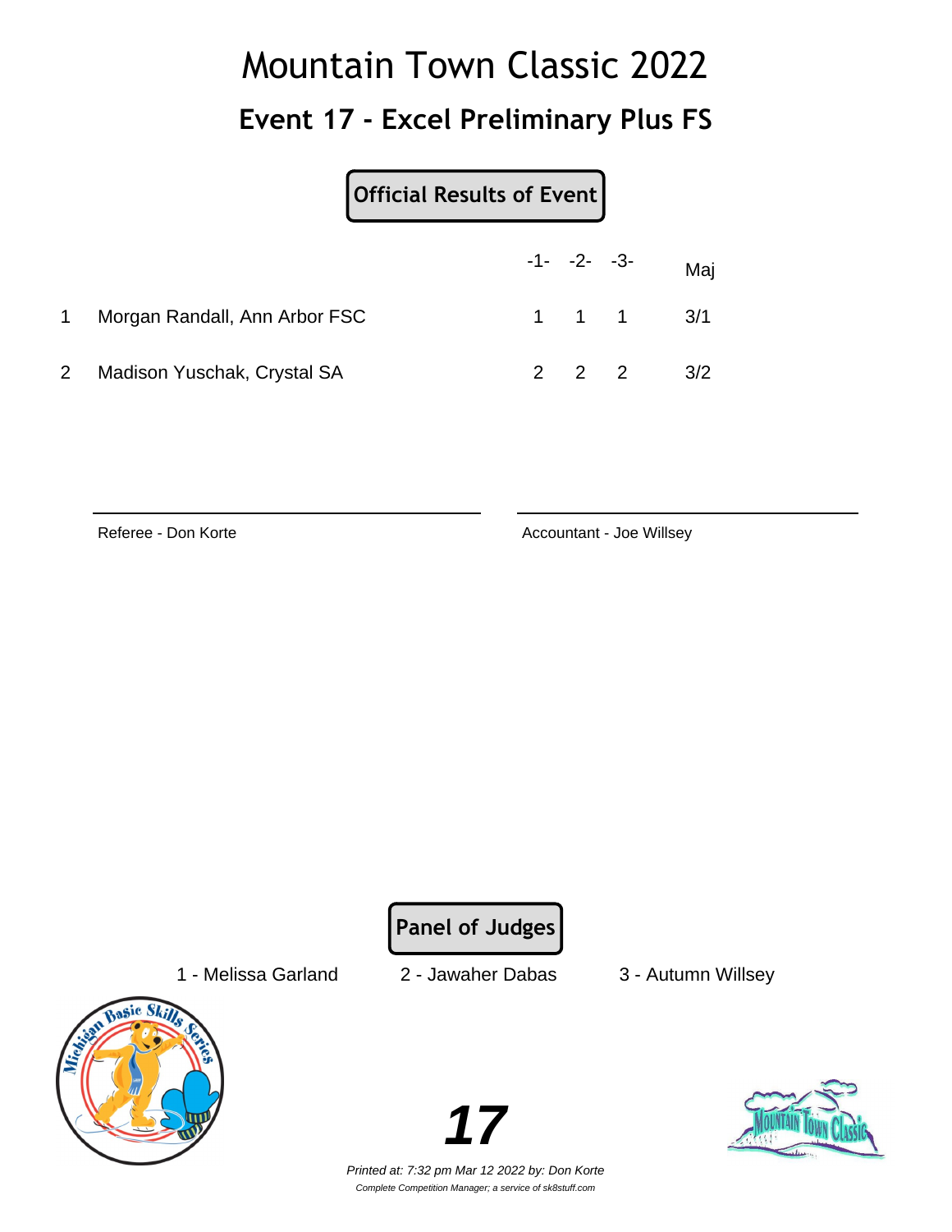# Mountain Town Classic 2022

## Event 17 - Excel Preliminary Plus FS

**Official Results of Event**

| | | -1- | -2- | -3- | Maj |
|---|---|---|---|---|---|
| 1 | Morgan Randall, Ann Arbor FSC | 1 | 1 | 1 | 3/1 |
| 2 | Madison Yuschak, Crystal SA | 2 | 2 | 2 | 3/2 |

Referee - Don Korte

Accountant - Joe Willsey

**Panel of Judges**

1 - Melissa Garland

2 - Jawaher Dabas

3 - Autumn Willsey

*Printed at: 7:32 pm Mar 12 2022 by: Don Korte*

*Complete Competition Manager; a service of sk8stuff.com*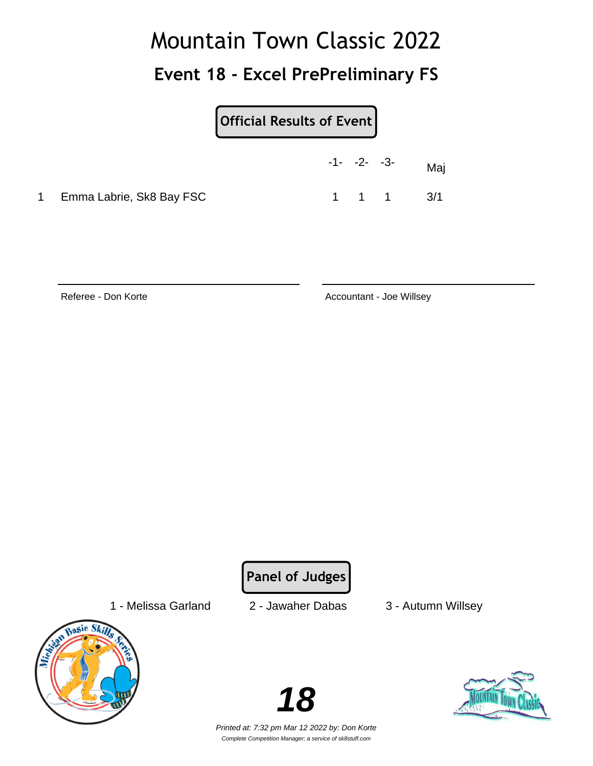# Mountain Town Classic 2022

## Event 18 - Excel PrePreliminary FS

**Official Results of Event**

| | | -1- | -2- | -3- | Maj |
|---|---|---|---|---|---|
| 1 | Emma Labrie, Sk8 Bay FSC | 1 | 1 | 1 | 3/1 |

Referee - Don Korte

Accountant - Joe Willsey

**Panel of Judges**

1 - Melissa Garland    2 - Jawaher Dabas    3 - Autumn Willsey

*Printed at: 7:32 pm Mar 12 2022 by: Don Korte*

*Complete Competition Manager; a service of sk8stuff.com*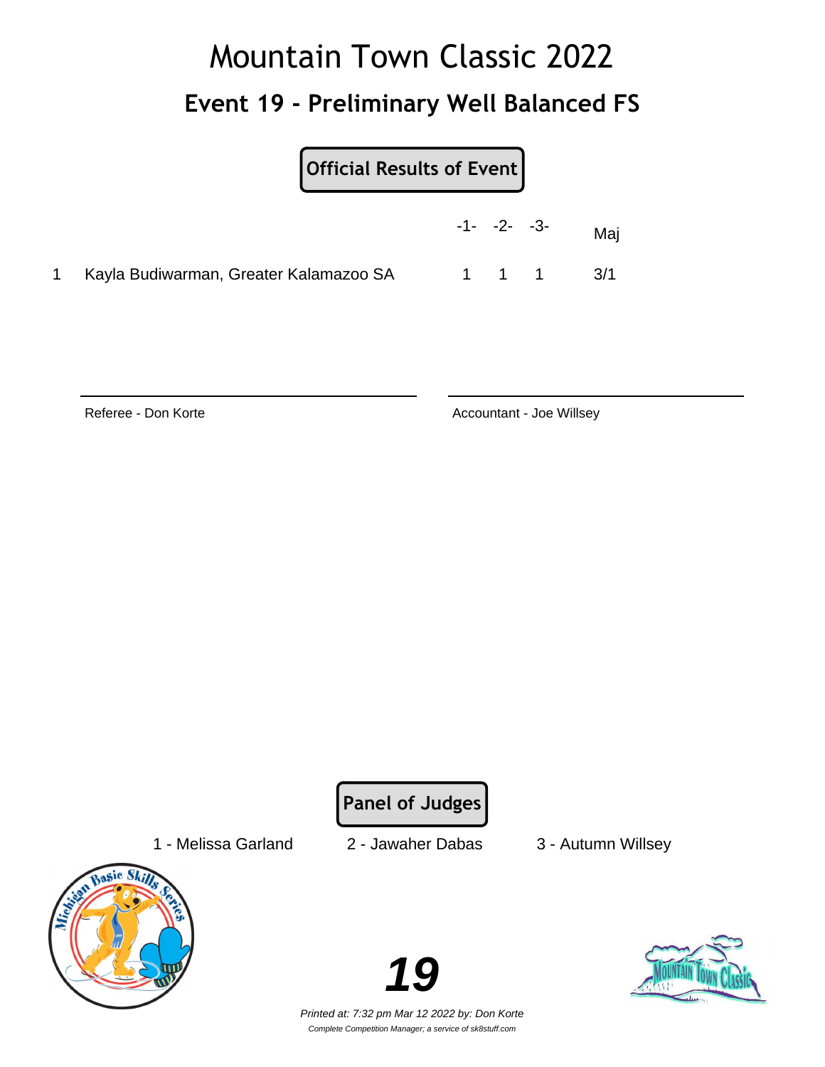# Mountain Town Classic 2022

## Event 19 - Preliminary Well Balanced FS

**Official Results of Event**

| | | -1- | -2- | -3- | Maj |
|---|---|---|---|---|---|
| 1 | Kayla Budiwarman, Greater Kalamazoo SA | 1 | 1 | 1 | 3/1 |

Referee - Don Korte

Accountant - Joe Willsey

**Panel of Judges**

1 - Melissa Garland    2 - Jawaher Dabas    3 - Autumn Willsey

**19**

*Printed at: 7:32 pm Mar 12 2022 by: Don Korte*

*Complete Competition Manager; a service of sk8stuff.com*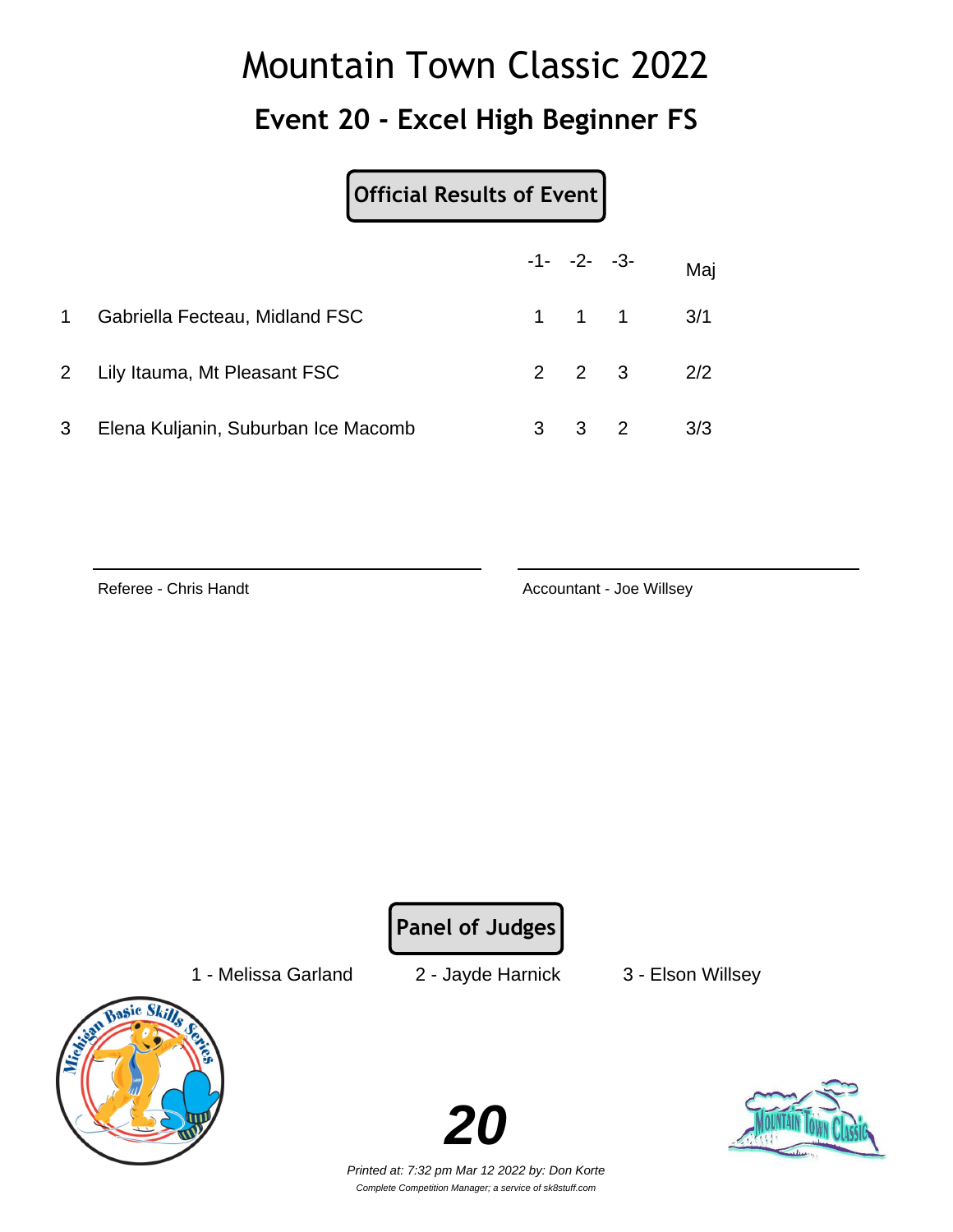# Mountain Town Classic 2022

## Event 20 - Excel High Beginner FS

**Official Results of Event**

| | | -1- | -2- | -3- | Maj |
|---|---|---|---|---|---|
| 1 | Gabriella Fecteau, Midland FSC | 1 | 1 | 1 | 3/1 |
| 2 | Lily Itauma, Mt Pleasant FSC | 2 | 2 | 3 | 2/2 |
| 3 | Elena Kuljanin, Suburban Ice Macomb | 3 | 3 | 2 | 3/3 |

Referee - Chris Handt

Accountant - Joe Willsey

**Panel of Judges**

1 - Melissa Garland 2 - Jayde Harnick 3 - Elson Willsey

**20**

*Printed at: 7:32 pm Mar 12 2022 by: Don Korte*

*Complete Competition Manager; a service of sk8stuff.com*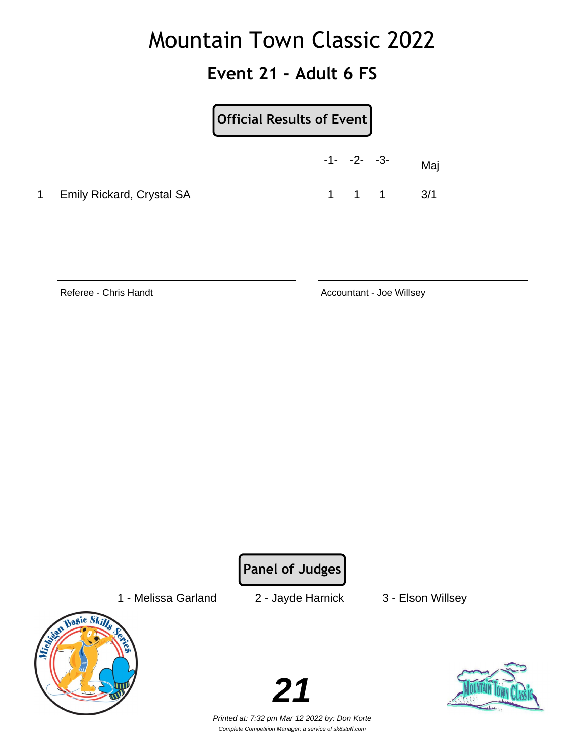# Mountain Town Classic 2022

## Event 21 - Adult 6 FS

**Official Results of Event**

| | | -1- | -2- | -3- | Maj |
|---|---|---|---|---|---|
| 1 | Emily Rickard, Crystal SA | 1 | 1 | 1 | 3/1 |

Referee - Chris Handt

Accountant - Joe Willsey

**Panel of Judges**

1 - Melissa Garland    2 - Jayde Harnick    3 - Elson Willsey

*Printed at: 7:32 pm Mar 12 2022 by: Don Korte*

*Complete Competition Manager; a service of sk8stuff.com*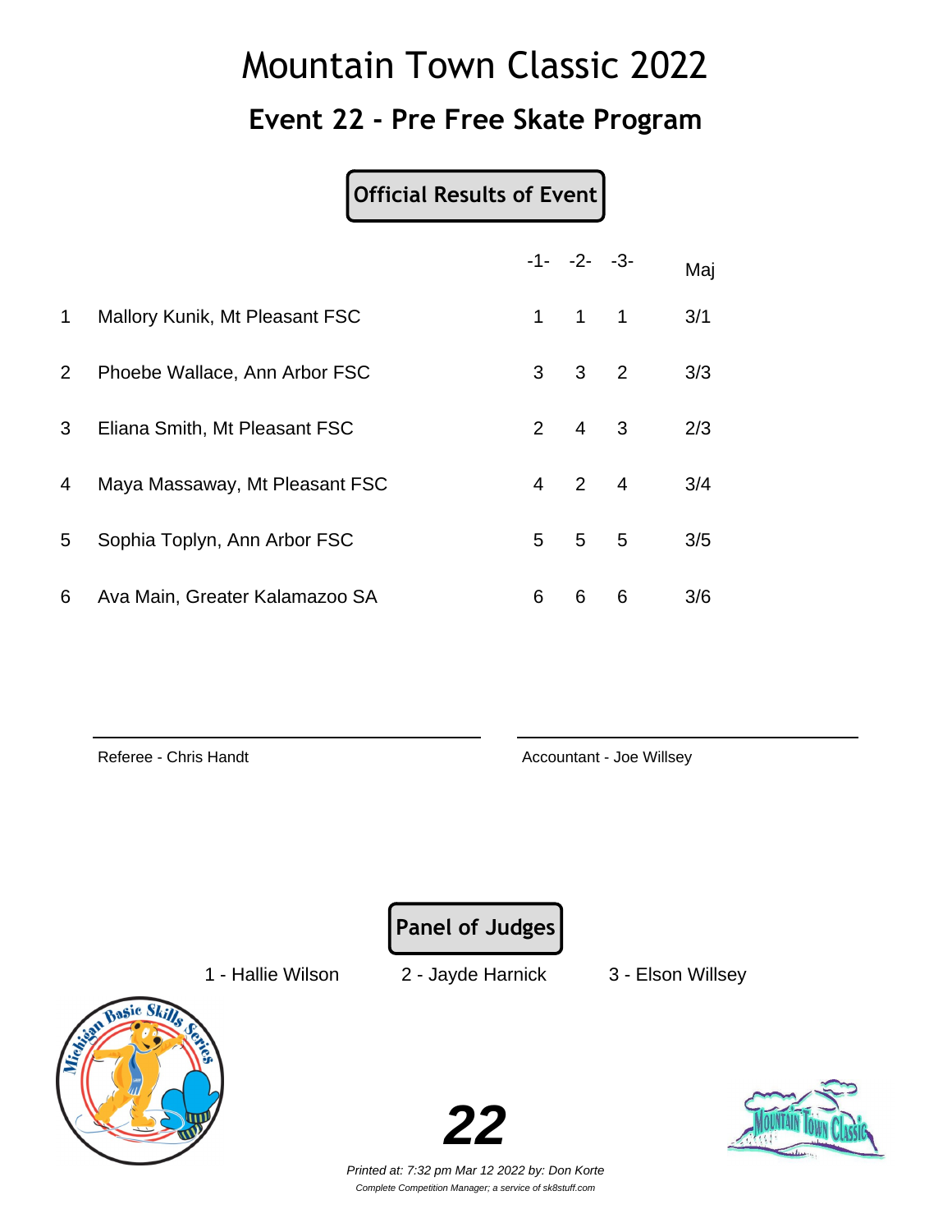# Mountain Town Classic 2022

## Event 22 - Pre Free Skate Program

**Official Results of Event**

| | | -1- | -2- | -3- | Maj |
|---|---|---|---|---|---|
| 1 | Mallory Kunik, Mt Pleasant FSC | 1 | 1 | 1 | 3/1 |
| 2 | Phoebe Wallace, Ann Arbor FSC | 3 | 3 | 2 | 3/3 |
| 3 | Eliana Smith, Mt Pleasant FSC | 2 | 4 | 3 | 2/3 |
| 4 | Maya Massaway, Mt Pleasant FSC | 4 | 2 | 4 | 3/4 |
| 5 | Sophia Toplyn, Ann Arbor FSC | 5 | 5 | 5 | 3/5 |
| 6 | Ava Main, Greater Kalamazoo SA | 6 | 6 | 6 | 3/6 |

Referee - Chris Handt

Accountant - Joe Willsey

**Panel of Judges**

1 - Hallie Wilson 2 - Jayde Harnick 3 - Elson Willsey

*Printed at: 7:32 pm Mar 12 2022 by: Don Korte*

*Complete Competition Manager; a service of sk8stuff.com*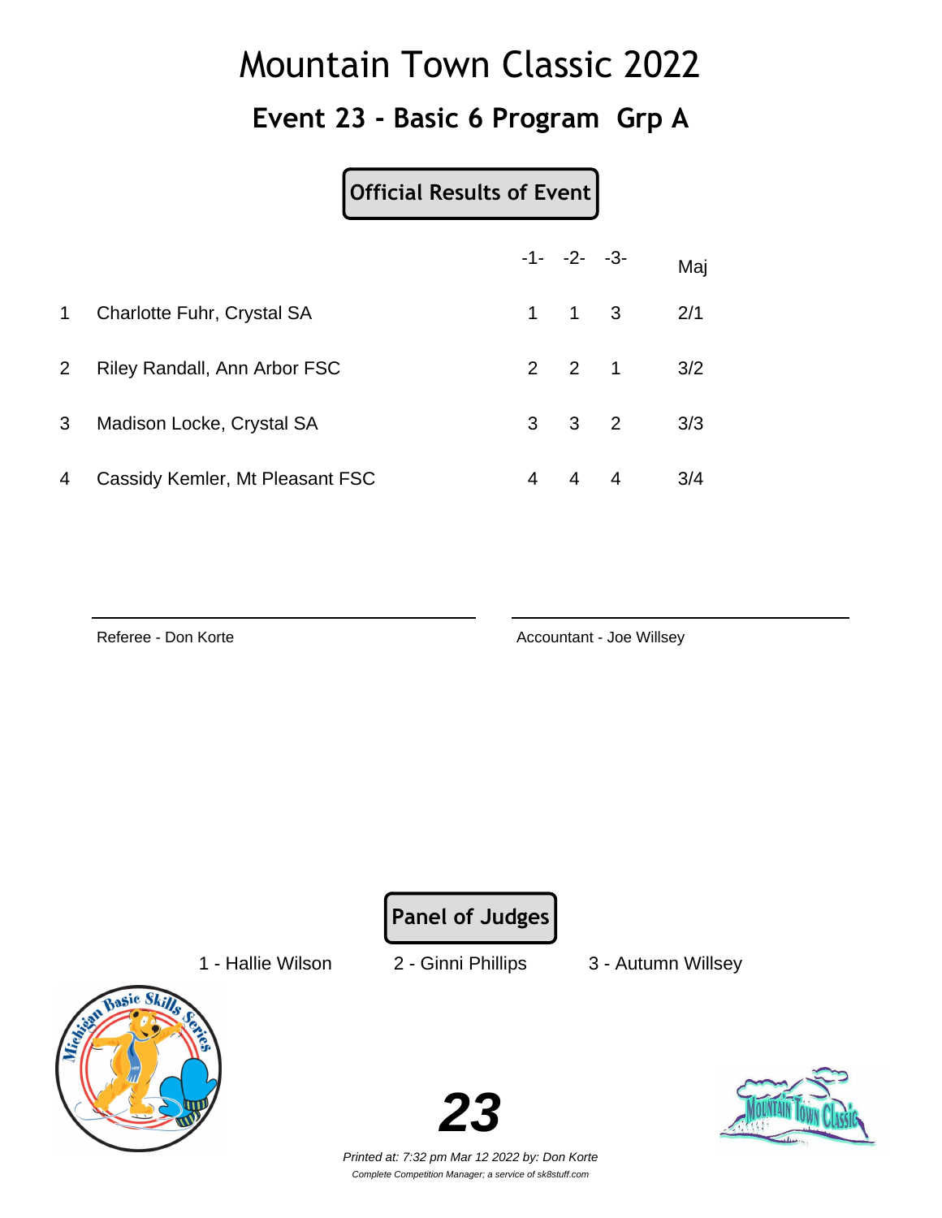# Mountain Town Classic 2022

## Event 23 - Basic 6 Program Grp A

**Official Results of Event**

| | | -1- | -2- | -3- | Maj |
|---|---|---|---|---|---|
| 1 | Charlotte Fuhr, Crystal SA | 1 | 1 | 3 | 2/1 |
| 2 | Riley Randall, Ann Arbor FSC | 2 | 2 | 1 | 3/2 |
| 3 | Madison Locke, Crystal SA | 3 | 3 | 2 | 3/3 |
| 4 | Cassidy Kemler, Mt Pleasant FSC | 4 | 4 | 4 | 3/4 |

Referee - Don Korte

Accountant - Joe Willsey

**Panel of Judges**

1 - Hallie Wilson 2 - Ginni Phillips 3 - Autumn Willsey

*Printed at: 7:32 pm Mar 12 2022 by: Don Korte*

*Complete Competition Manager; a service of sk8stuff.com*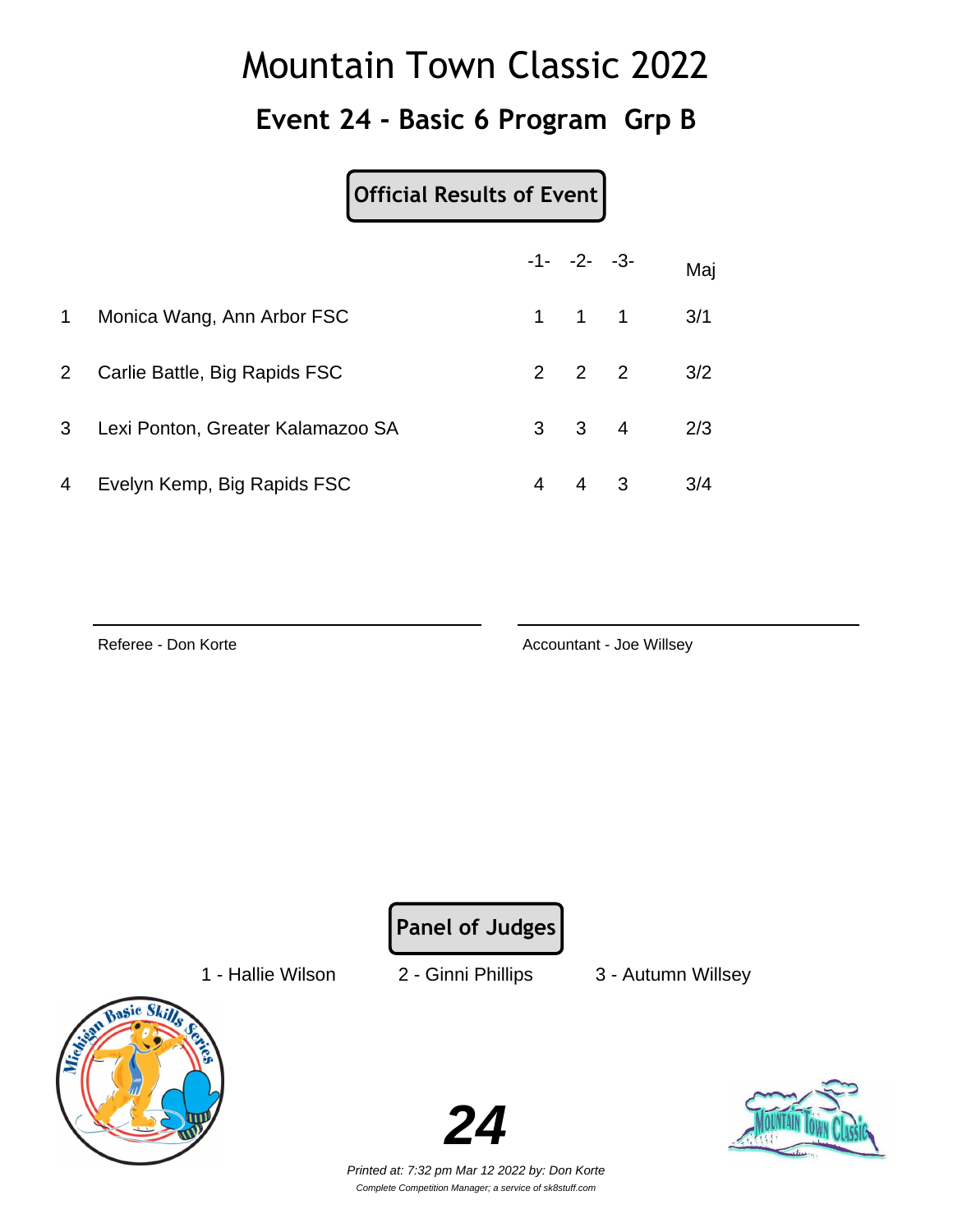# Mountain Town Classic 2022

## Event 24 - Basic 6 Program Grp B

**Official Results of Event**

| | | -1- | -2- | -3- | Maj |
|---|---|---|---|---|---|
| 1 | Monica Wang, Ann Arbor FSC | 1 | 1 | 1 | 3/1 |
| 2 | Carlie Battle, Big Rapids FSC | 2 | 2 | 2 | 3/2 |
| 3 | Lexi Ponton, Greater Kalamazoo SA | 3 | 3 | 4 | 2/3 |
| 4 | Evelyn Kemp, Big Rapids FSC | 4 | 4 | 3 | 3/4 |

Referee - Don Korte

Accountant - Joe Willsey

**Panel of Judges**

1 - Hallie Wilson    2 - Ginni Phillips    3 - Autumn Willsey

*Printed at: 7:32 pm Mar 12 2022 by: Don Korte*

*Complete Competition Manager; a service of sk8stuff.com*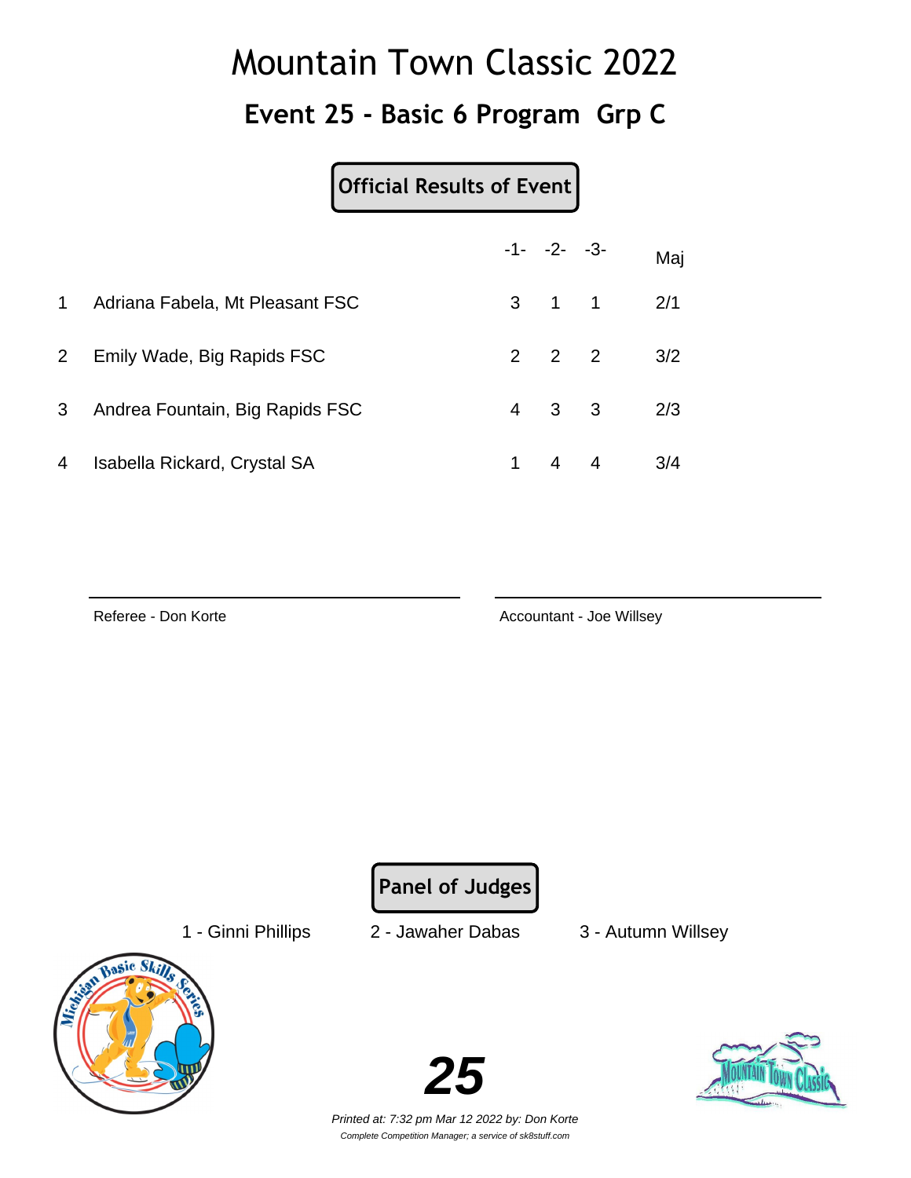# Mountain Town Classic 2022

## Event 25 - Basic 6 Program Grp C

**Official Results of Event**

| | | -1- | -2- | -3- | Maj |
|---|---|---|---|---|---|
| 1 | Adriana Fabela, Mt Pleasant FSC | 3 | 1 | 1 | 2/1 |
| 2 | Emily Wade, Big Rapids FSC | 2 | 2 | 2 | 3/2 |
| 3 | Andrea Fountain, Big Rapids FSC | 4 | 3 | 3 | 2/3 |
| 4 | Isabella Rickard, Crystal SA | 1 | 4 | 4 | 3/4 |

Referee - Don Korte

Accountant - Joe Willsey

**Panel of Judges**

1 - Ginni Phillips    2 - Jawaher Dabas    3 - Autumn Willsey

**25**

*Printed at: 7:32 pm Mar 12 2022 by: Don Korte*

*Complete Competition Manager; a service of sk8stuff.com*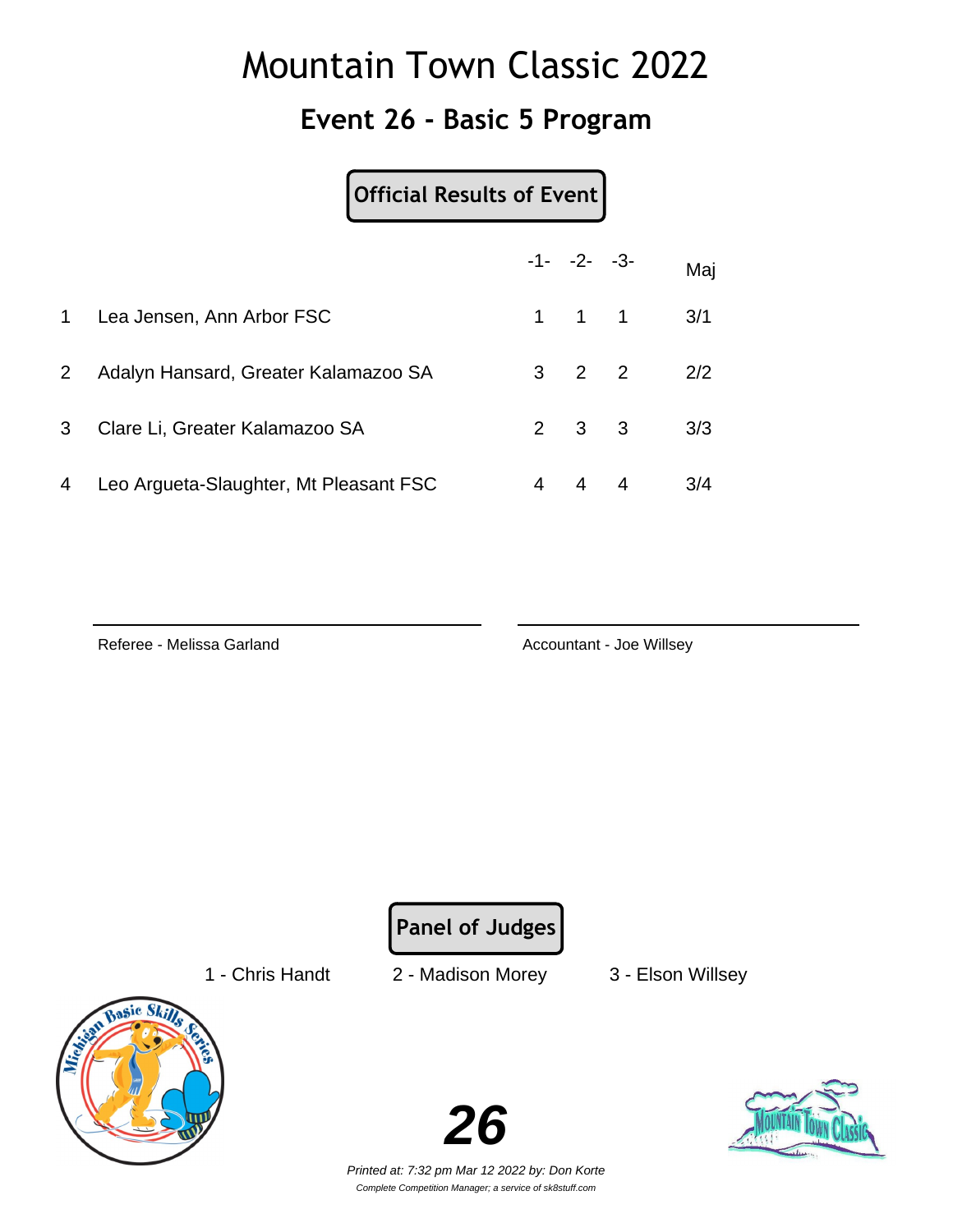# Mountain Town Classic 2022

## Event 26 - Basic 5 Program

**Official Results of Event**

| | | -1- | -2- | -3- | Maj |
|---|---|---|---|---|---|
| 1 | Lea Jensen, Ann Arbor FSC | 1 | 1 | 1 | 3/1 |
| 2 | Adalyn Hansard, Greater Kalamazoo SA | 3 | 2 | 2 | 2/2 |
| 3 | Clare Li, Greater Kalamazoo SA | 2 | 3 | 3 | 3/3 |
| 4 | Leo Argueta-Slaughter, Mt Pleasant FSC | 4 | 4 | 4 | 3/4 |

Referee - Melissa Garland

Accountant - Joe Willsey

**Panel of Judges**

1 - Chris Handt 2 - Madison Morey 3 - Elson Willsey

**26**

*Printed at: 7:32 pm Mar 12 2022 by: Don Korte*

*Complete Competition Manager; a service of sk8stuff.com*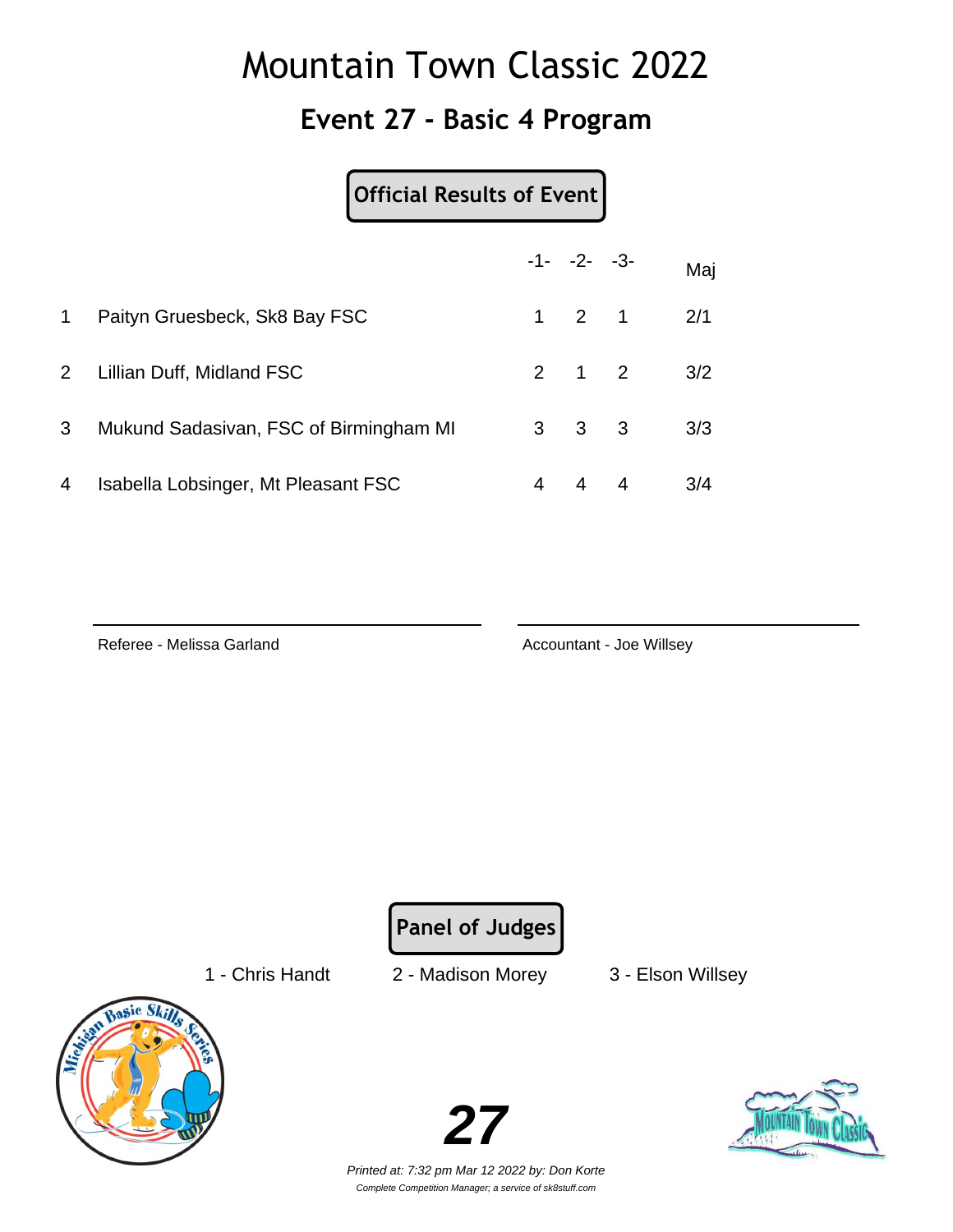# Mountain Town Classic 2022

## Event 27 - Basic 4 Program

**Official Results of Event**

| | | -1- | -2- | -3- | Maj |
|---|---|---|---|---|---|
| 1 | Paityn Gruesbeck, Sk8 Bay FSC | 1 | 2 | 1 | 2/1 |
| 2 | Lillian Duff, Midland FSC | 2 | 1 | 2 | 3/2 |
| 3 | Mukund Sadasivan, FSC of Birmingham MI | 3 | 3 | 3 | 3/3 |
| 4 | Isabella Lobsinger, Mt Pleasant FSC | 4 | 4 | 4 | 3/4 |

Referee - Melissa Garland

Accountant - Joe Willsey

**Panel of Judges**

1 - Chris Handt    2 - Madison Morey    3 - Elson Willsey

**27**

*Printed at: 7:32 pm Mar 12 2022 by: Don Korte*

*Complete Competition Manager; a service of sk8stuff.com*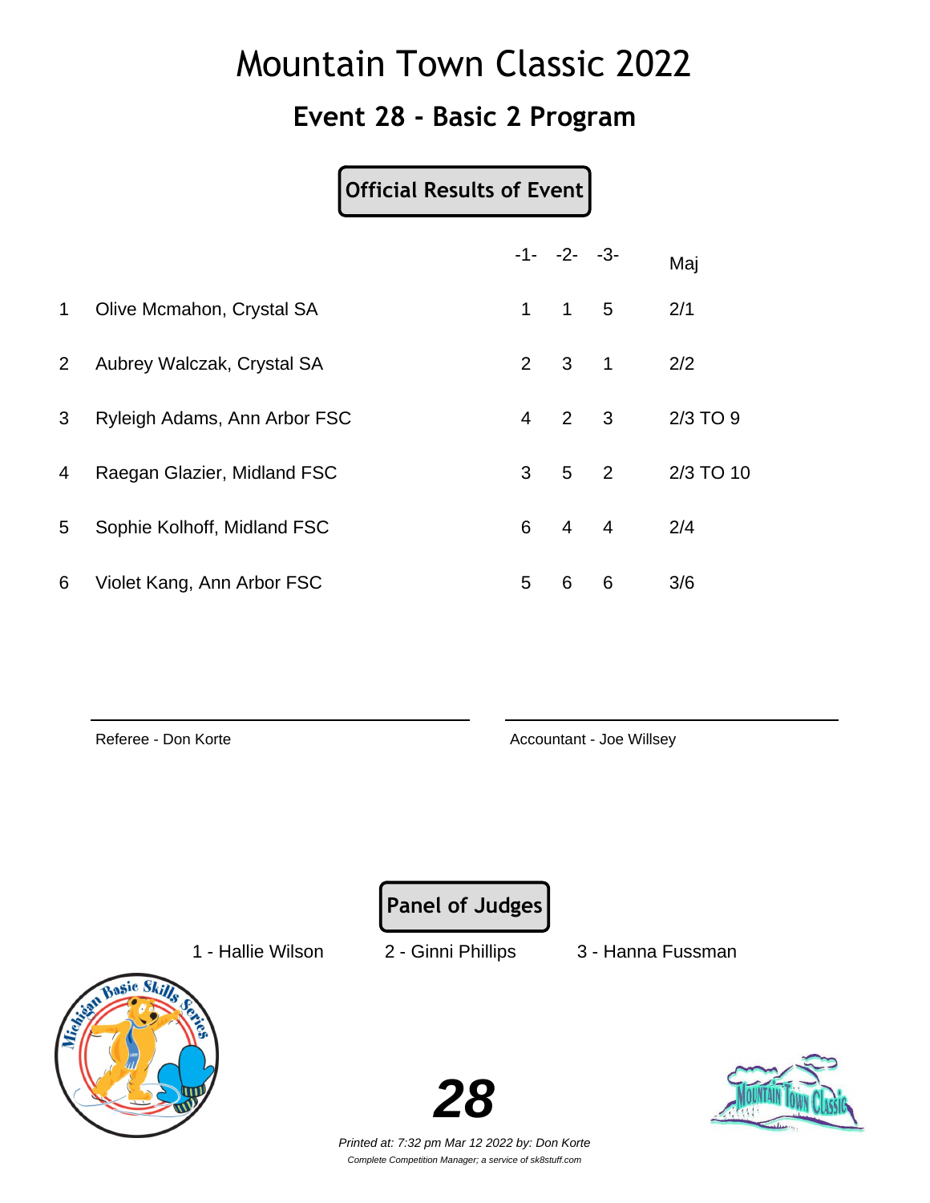# Mountain Town Classic 2022

## Event 28 - Basic 2 Program

**Official Results of Event**

| | | -1- | -2- | -3- | Maj |
|---|---|---|---|---|---|
| 1 | Olive Mcmahon, Crystal SA | 1 | 1 | 5 | 2/1 |
| 2 | Aubrey Walczak, Crystal SA | 2 | 3 | 1 | 2/2 |
| 3 | Ryleigh Adams, Ann Arbor FSC | 4 | 2 | 3 | 2/3 TO 9 |
| 4 | Raegan Glazier, Midland FSC | 3 | 5 | 2 | 2/3 TO 10 |
| 5 | Sophie Kolhoff, Midland FSC | 6 | 4 | 4 | 2/4 |
| 6 | Violet Kang, Ann Arbor FSC | 5 | 6 | 6 | 3/6 |

Referee - Don Korte

Accountant - Joe Willsey

**Panel of Judges**

1 - Hallie Wilson    2 - Ginni Phillips    3 - Hanna Fussman

**28**

*Printed at: 7:32 pm Mar 12 2022 by: Don Korte*

*Complete Competition Manager; a service of sk8stuff.com*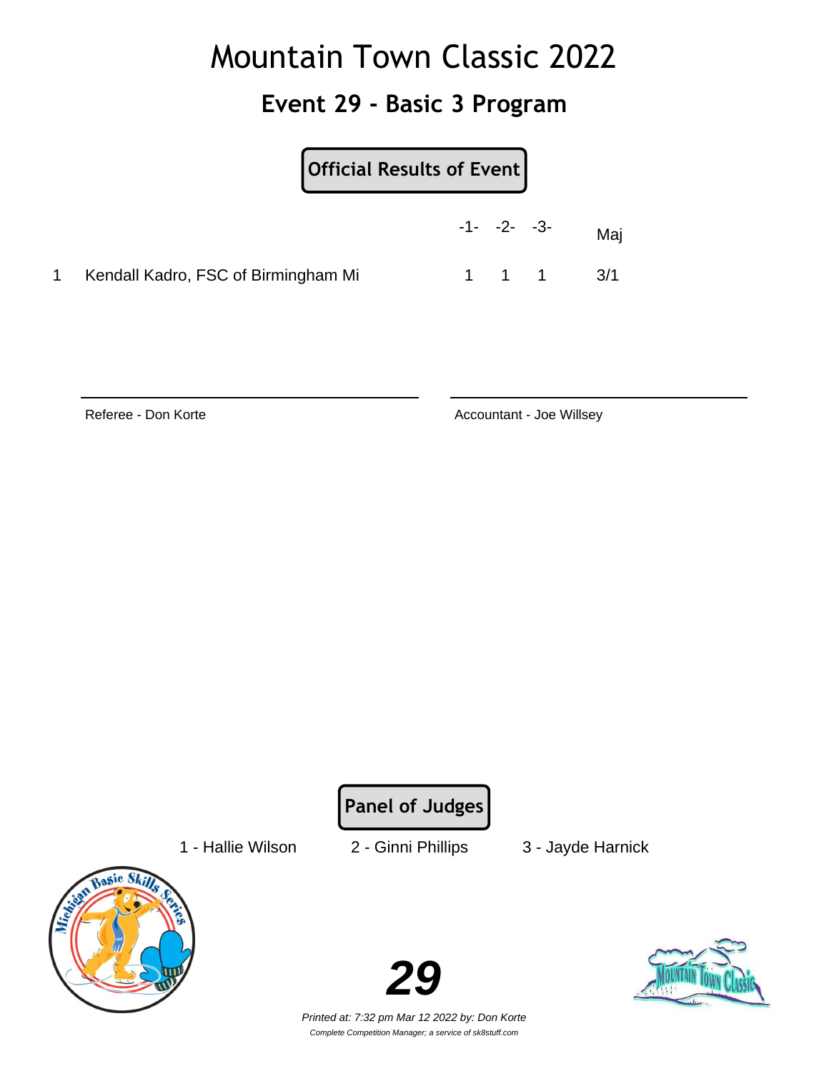# Mountain Town Classic 2022

## Event 29 - Basic 3 Program

**Official Results of Event**

| | | -1- | -2- | -3- | Maj |
|---|---|---|---|---|---|
| 1 | Kendall Kadro, FSC of Birmingham Mi | 1 | 1 | 1 | 3/1 |

Referee - Don Korte

Accountant - Joe Willsey

**Panel of Judges**

1 - Hallie Wilson    2 - Ginni Phillips    3 - Jayde Harnick

*Printed at: 7:32 pm Mar 12 2022 by: Don Korte*

*Complete Competition Manager; a service of sk8stuff.com*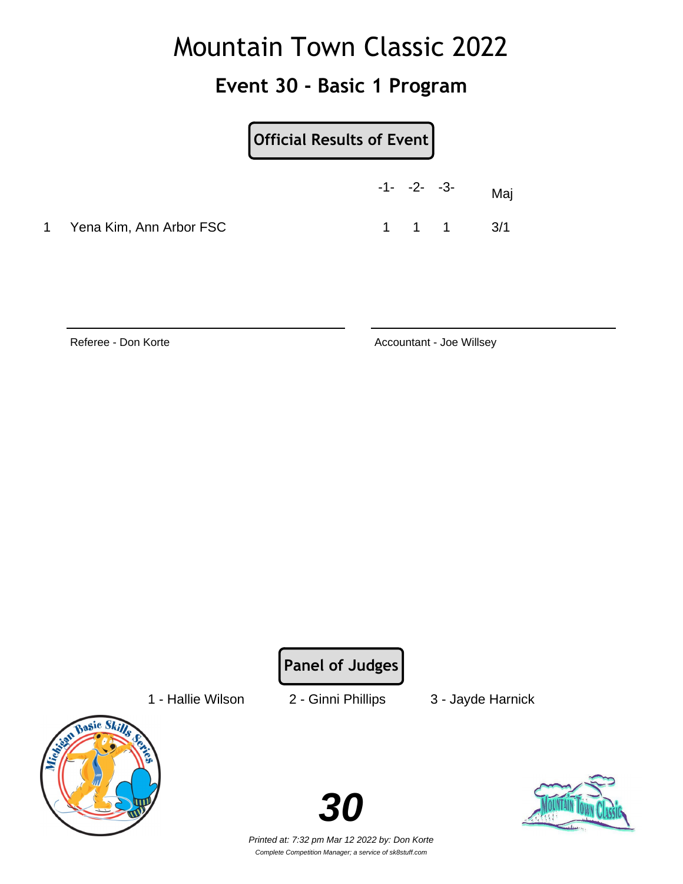# Mountain Town Classic 2022

## Event 30 - Basic 1 Program

**Official Results of Event**

| | | -1- | -2- | -3- | Maj |
|---|---|---|---|---|---|
| 1 | Yena Kim, Ann Arbor FSC | 1 | 1 | 1 | 3/1 |

Referee - Don Korte

Accountant - Joe Willsey

**Panel of Judges**

1 - Hallie Wilson    2 - Ginni Phillips    3 - Jayde Harnick

**30**

*Printed at: 7:32 pm Mar 12 2022 by: Don Korte*

*Complete Competition Manager; a service of sk8stuff.com*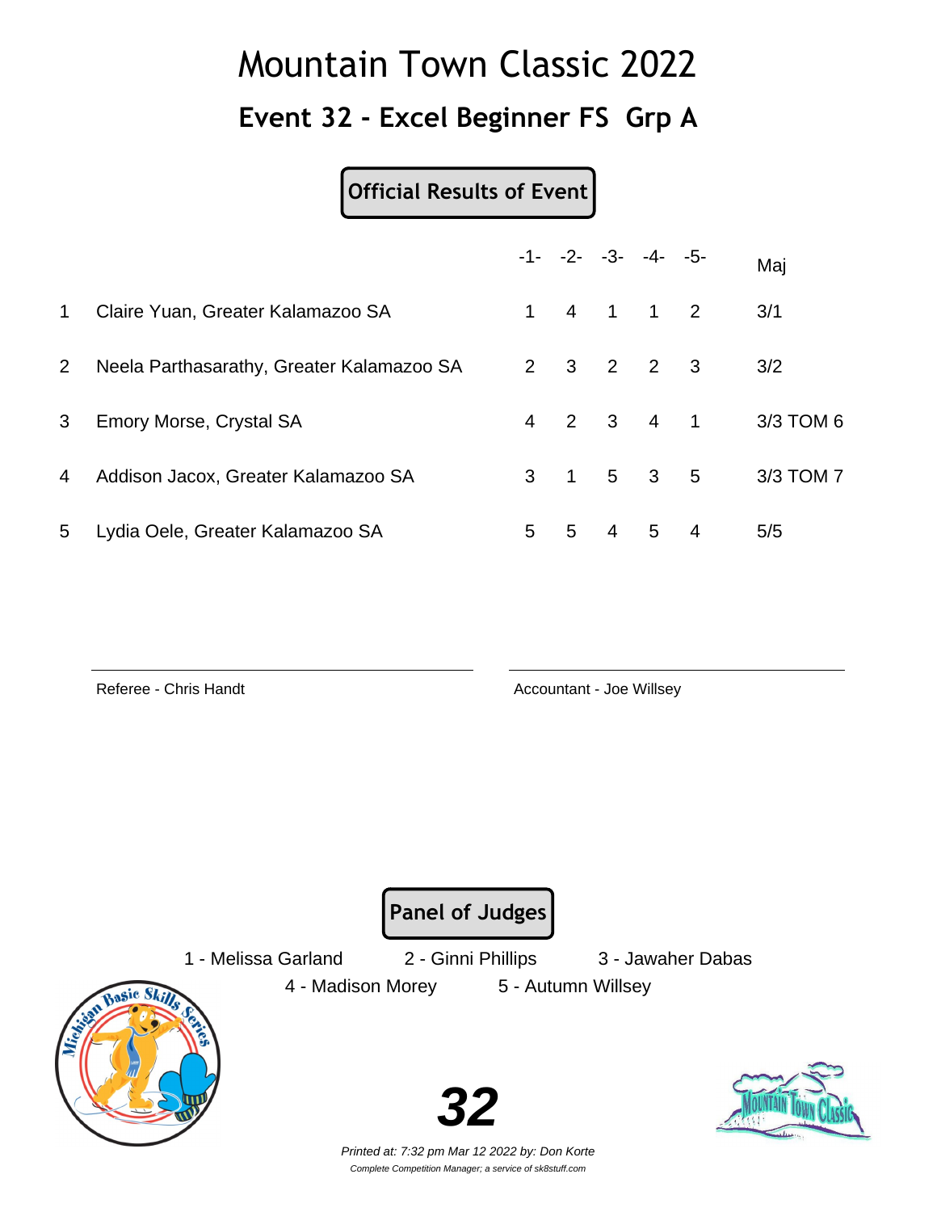# Mountain Town Classic 2022

## Event 32 - Excel Beginner FS Grp A

**Official Results of Event**

| | | -1- | -2- | -3- | -4- | -5- | Maj |
|---|---|---|---|---|---|---|---|
| 1 | Claire Yuan, Greater Kalamazoo SA | 1 | 4 | 1 | 1 | 2 | 3/1 |
| 2 | Neela Parthasarathy, Greater Kalamazoo SA | 2 | 3 | 2 | 2 | 3 | 3/2 |
| 3 | Emory Morse, Crystal SA | 4 | 2 | 3 | 4 | 1 | 3/3 TOM 6 |
| 4 | Addison Jacox, Greater Kalamazoo SA | 3 | 1 | 5 | 3 | 5 | 3/3 TOM 7 |
| 5 | Lydia Oele, Greater Kalamazoo SA | 5 | 5 | 4 | 5 | 4 | 5/5 |

Referee - Chris Handt

Accountant - Joe Willsey

**Panel of Judges**

1 - Melissa Garland  2 - Ginni Phillips  3 - Jawaher Dabas
4 - Madison Morey  5 - Autumn Willsey

**32**

*Printed at: 7:32 pm Mar 12 2022 by: Don Korte*

*Complete Competition Manager; a service of sk8stuff.com*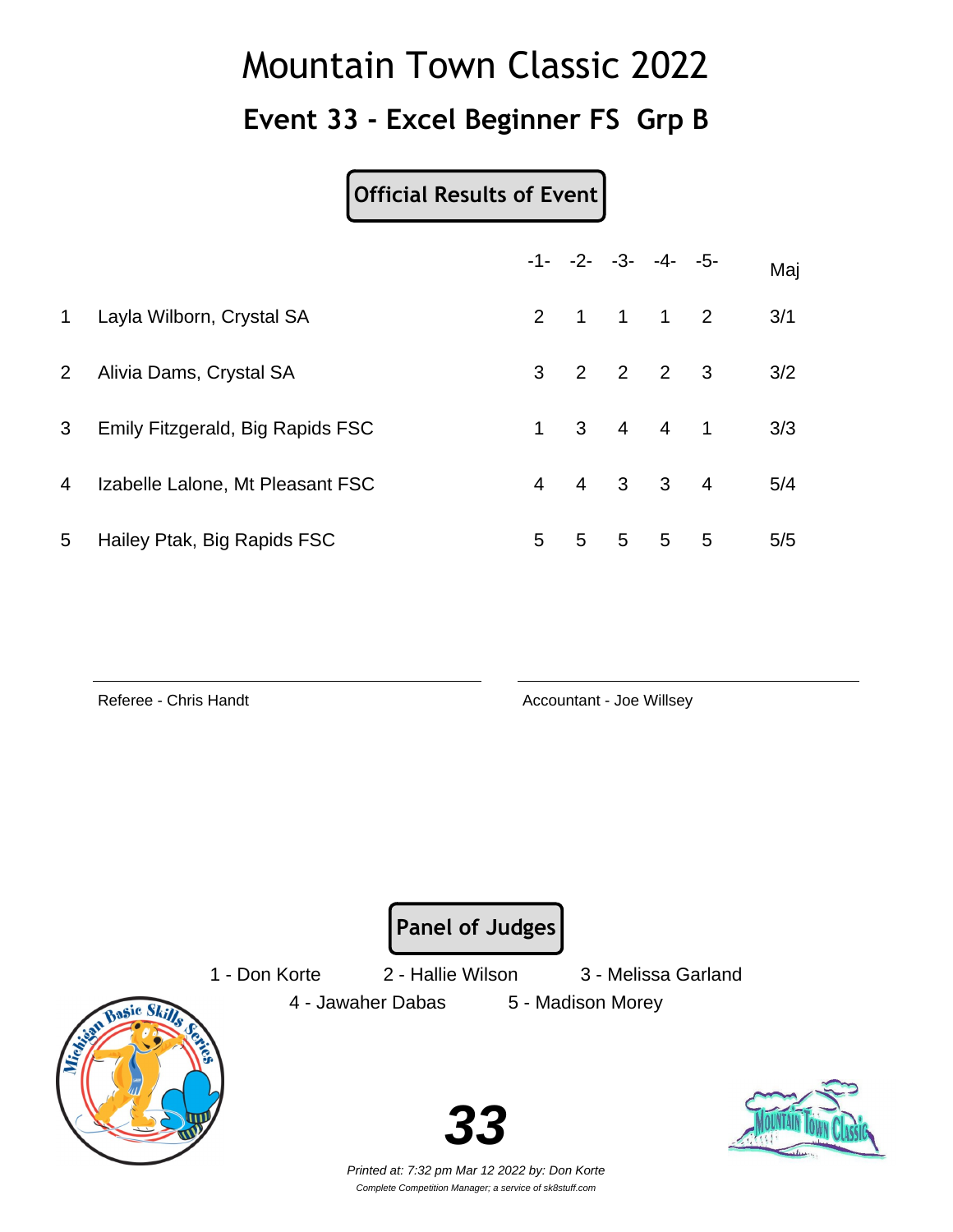# Mountain Town Classic 2022

## Event 33 - Excel Beginner FS Grp B

**Official Results of Event**

| | | -1- | -2- | -3- | -4- | -5- | Maj |
|---|---|---|---|---|---|---|---|
| 1 | Layla Wilborn, Crystal SA | 2 | 1 | 1 | 1 | 2 | 3/1 |
| 2 | Alivia Dams, Crystal SA | 3 | 2 | 2 | 2 | 3 | 3/2 |
| 3 | Emily Fitzgerald, Big Rapids FSC | 1 | 3 | 4 | 4 | 1 | 3/3 |
| 4 | Izabelle Lalone, Mt Pleasant FSC | 4 | 4 | 3 | 3 | 4 | 5/4 |
| 5 | Hailey Ptak, Big Rapids FSC | 5 | 5 | 5 | 5 | 5 | 5/5 |

Referee - Chris Handt

Accountant - Joe Willsey

**Panel of Judges**

1 - Don Korte  2 - Hallie Wilson  3 - Melissa Garland
4 - Jawaher Dabas  5 - Madison Morey

**33**

*Printed at: 7:32 pm Mar 12 2022 by: Don Korte*
*Complete Competition Manager; a service of sk8stuff.com*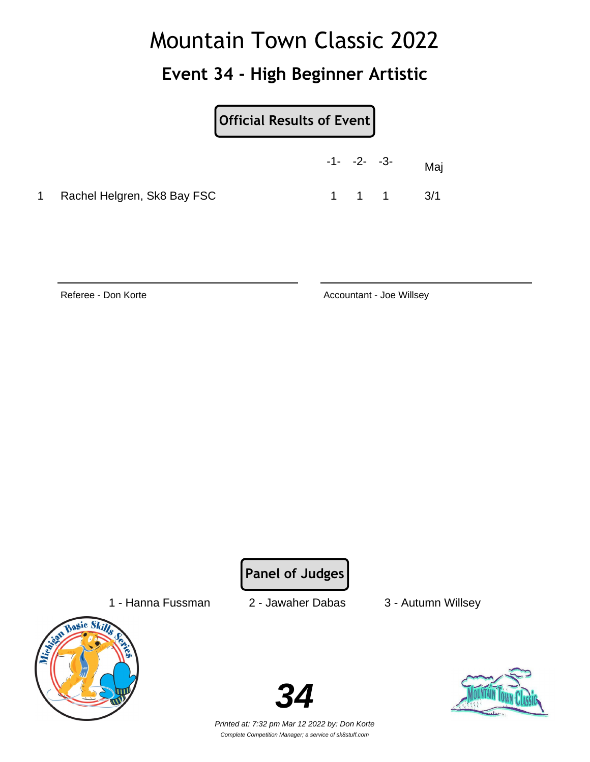# Mountain Town Classic 2022

## Event 34 - High Beginner Artistic

**Official Results of Event**

| | | -1- | -2- | -3- | Maj |
|---|---|---|---|---|---|
| 1 | Rachel Helgren, Sk8 Bay FSC | 1 | 1 | 1 | 3/1 |

Referee - Don Korte

Accountant - Joe Willsey

**Panel of Judges**

1 - Hanna Fussman    2 - Jawaher Dabas    3 - Autumn Willsey

**34**

*Printed at: 7:32 pm Mar 12 2022 by: Don Korte*

*Complete Competition Manager; a service of sk8stuff.com*